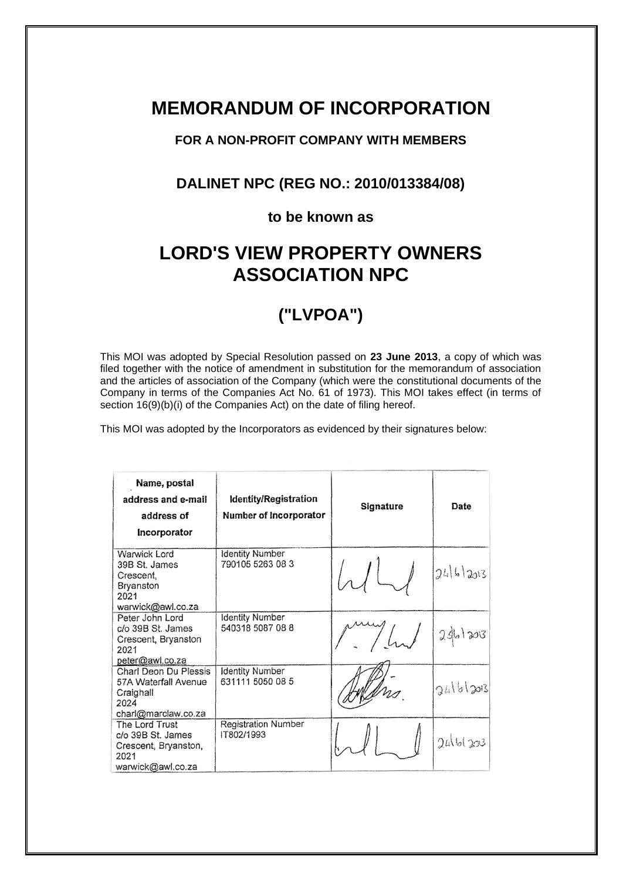# MEMORANDUM OF INCORPORATION

**FOR A NON-PROFIT COMPANY WITH MEMBERS**

**DALINET NPC (REG NO.: 2010/013384/08)**

**to be known as**

# LORD'S VIEW PROPERTY OWNERS ASSOCIATION NPC

# ("LVPOA")

This MOI was adopted by Special Resolution passed on **23 June 2013**, a copy of which was filed together with the notice of amendment in substitution for the memorandum of association and the articles of association of the Company (which were the constitutional documents of the Company in terms of the Companies Act No. 61 of 1973). This MOI takes effect (in terms of section 16(9)(b)(i) of the Companies Act) on the date of filing hereof.

This MOI was adopted by the Incorporators as evidenced by their signatures below:

| Name, postal address and e-mail address of Incorporator | Identity/Registration Number of Incorporator | Signature | Date |
|---|---|---|---|
| Warwick Lord 39B St. James Crescent, Bryanston 2021 warwick@awl.co.za | Identity Number 790105 5263 08 3 | [signature] | 24/6/2013 |
| Peter John Lord c/o 39B St. James Crescent, Bryanston 2021 peter@awl.co.za | Identity Number 540318 5087 08 8 | [signature] | 24/6/2013 |
| Charl Deon Du Plessis 57A Waterfall Avenue Craighall 2024 charl@marclaw.co.za | Identity Number 631111 5050 08 5 | [signature] | 24/6/2013 |
| The Lord Trust c/o 39B St. James Crescent, Bryanston, 2021 warwick@awl.co.za | Registration Number IT802/1993 | [signature] | 24/6/2013 |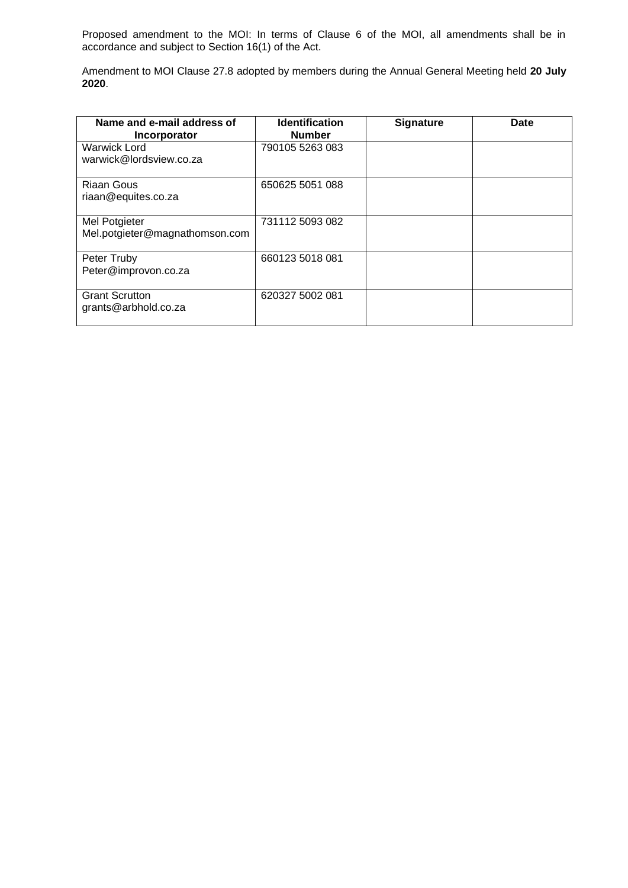Proposed amendment to the MOI: In terms of Clause 6 of the MOI, all amendments shall be in accordance and subject to Section 16(1) of the Act.

Amendment to MOI Clause 27.8 adopted by members during the Annual General Meeting held **20 July 2020**.

| Name and e-mail address of Incorporator | Identification Number | Signature | Date |
|---|---|---|---|
| Warwick Lord<br>warwick@lordsview.co.za | 790105 5263 083 | | |
| Riaan Gous<br>riaan@equites.co.za | 650625 5051 088 | | |
| Mel Potgieter<br>Mel.potgieter@magnathomson.com | 731112 5093 082 | | |
| Peter Truby<br>Peter@improvon.co.za | 660123 5018 081 | | |
| Grant Scrutton<br>grants@arbhold.co.za | 620327 5002 081 | | |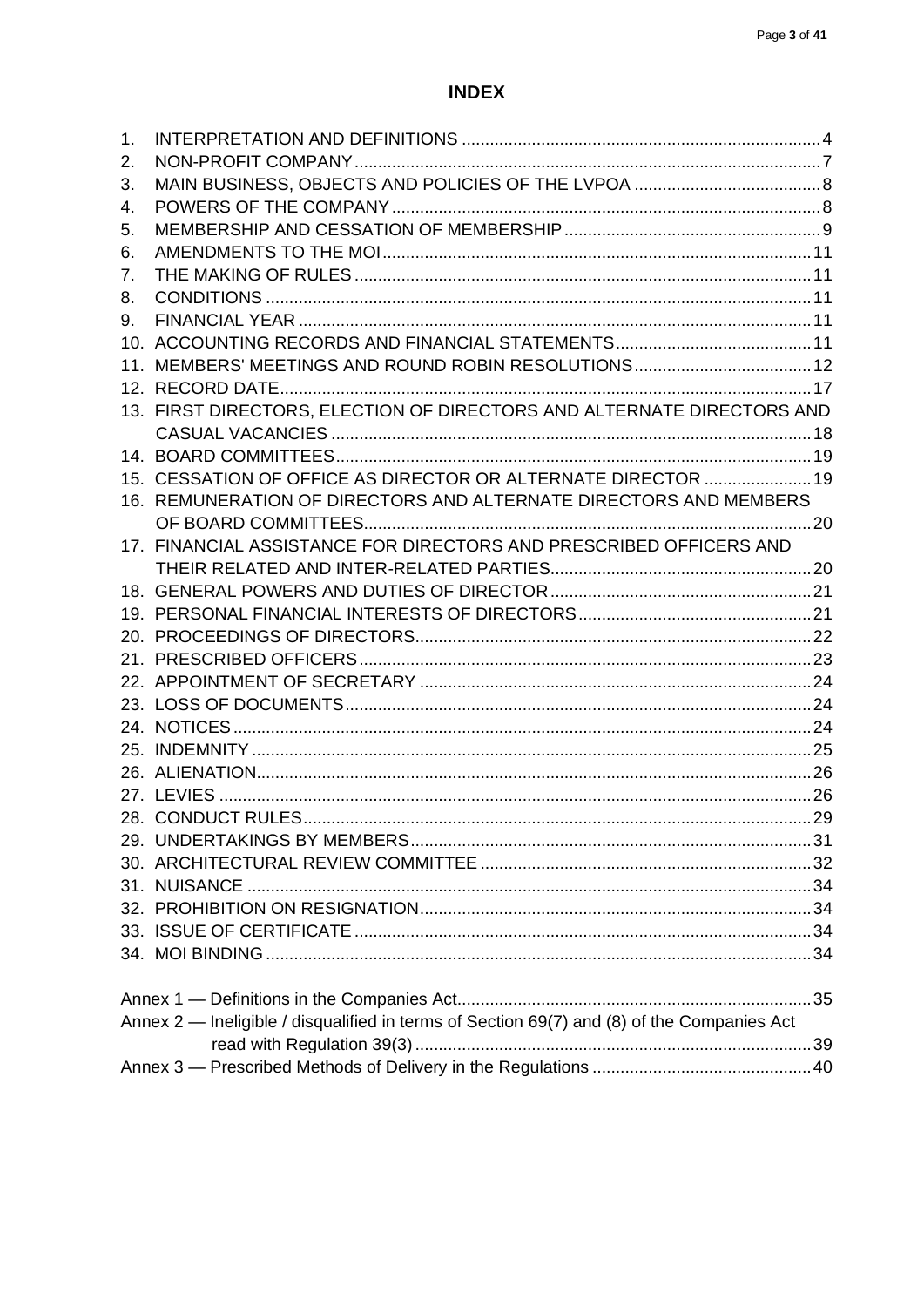# INDEX

1. INTERPRETATION AND DEFINITIONS ............................................................................ 4
2. NON-PROFIT COMPANY .................................................................................................. 7
3. MAIN BUSINESS, OBJECTS AND POLICIES OF THE LVPOA ........................................ 8
4. POWERS OF THE COMPANY .......................................................................................... 8
5. MEMBERSHIP AND CESSATION OF MEMBERSHIP ...................................................... 9
6. AMENDMENTS TO THE MOI ........................................................................................... 11
7. THE MAKING OF RULES ................................................................................................. 11
8. CONDITIONS .................................................................................................................... 11
9. FINANCIAL YEAR ............................................................................................................. 11
10. ACCOUNTING RECORDS AND FINANCIAL STATEMENTS .......................................... 11
11. MEMBERS' MEETINGS AND ROUND ROBIN RESOLUTIONS ...................................... 12
12. RECORD DATE ................................................................................................................. 17
13. FIRST DIRECTORS, ELECTION OF DIRECTORS AND ALTERNATE DIRECTORS AND CASUAL VACANCIES ...................................................................................................... 18
14. BOARD COMMITTEES ..................................................................................................... 19
15. CESSATION OF OFFICE AS DIRECTOR OR ALTERNATE DIRECTOR ....................... 19
16. REMUNERATION OF DIRECTORS AND ALTERNATE DIRECTORS AND MEMBERS OF BOARD COMMITTEES ............................................................................................... 20
17. FINANCIAL ASSISTANCE FOR DIRECTORS AND PRESCRIBED OFFICERS AND THEIR RELATED AND INTER-RELATED PARTIES ........................................................ 20
18. GENERAL POWERS AND DUTIES OF DIRECTOR ........................................................ 21
19. PERSONAL FINANCIAL INTERESTS OF DIRECTORS .................................................. 21
20. PROCEEDINGS OF DIRECTORS .................................................................................... 22
21. PRESCRIBED OFFICERS ................................................................................................ 23
22. APPOINTMENT OF SECRETARY ................................................................................... 24
23. LOSS OF DOCUMENTS ................................................................................................... 24
24. NOTICES ........................................................................................................................... 24
25. INDEMNITY ....................................................................................................................... 25
26. ALIENATION ...................................................................................................................... 26
27. LEVIES .............................................................................................................................. 26
28. CONDUCT RULES ............................................................................................................ 29
29. UNDERTAKINGS BY MEMBERS ..................................................................................... 31
30. ARCHITECTURAL REVIEW COMMITTEE ....................................................................... 32
31. NUISANCE ........................................................................................................................ 34
32. PROHIBITION ON RESIGNATION ................................................................................... 34
33. ISSUE OF CERTIFICATE ................................................................................................. 34
34. MOI BINDING .................................................................................................................... 34

Annex 1 — Definitions in the Companies Act ........................................................................... 35
Annex 2 — Ineligible / disqualified in terms of Section 69(7) and (8) of the Companies Act read with Regulation 39(3) ..................................................................................... 39
Annex 3 — Prescribed Methods of Delivery in the Regulations ............................................... 40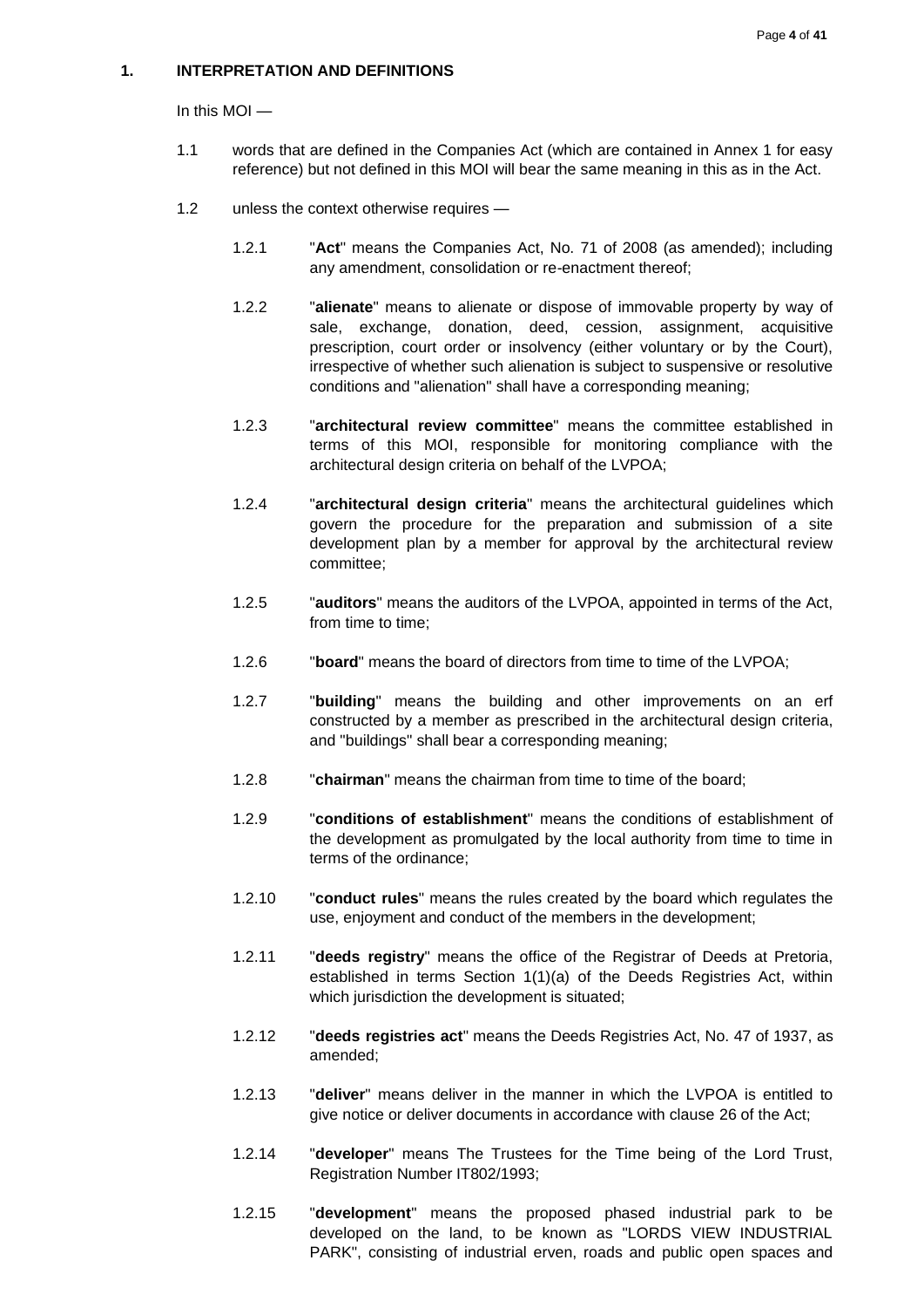## 1. INTERPRETATION AND DEFINITIONS

In this MOI —

1.1 words that are defined in the Companies Act (which are contained in Annex 1 for easy reference) but not defined in this MOI will bear the same meaning in this as in the Act.

1.2 unless the context otherwise requires —

1.2.1 "**Act**" means the Companies Act, No. 71 of 2008 (as amended); including any amendment, consolidation or re-enactment thereof;

1.2.2 "**alienate**" means to alienate or dispose of immovable property by way of sale, exchange, donation, deed, cession, assignment, acquisitive prescription, court order or insolvency (either voluntary or by the Court), irrespective of whether such alienation is subject to suspensive or resolutive conditions and "alienation" shall have a corresponding meaning;

1.2.3 "**architectural review committee**" means the committee established in terms of this MOI, responsible for monitoring compliance with the architectural design criteria on behalf of the LVPOA;

1.2.4 "**architectural design criteria**" means the architectural guidelines which govern the procedure for the preparation and submission of a site development plan by a member for approval by the architectural review committee;

1.2.5 "**auditors**" means the auditors of the LVPOA, appointed in terms of the Act, from time to time;

1.2.6 "**board**" means the board of directors from time to time of the LVPOA;

1.2.7 "**building**" means the building and other improvements on an erf constructed by a member as prescribed in the architectural design criteria, and "buildings" shall bear a corresponding meaning;

1.2.8 "**chairman**" means the chairman from time to time of the board;

1.2.9 "**conditions of establishment**" means the conditions of establishment of the development as promulgated by the local authority from time to time in terms of the ordinance;

1.2.10 "**conduct rules**" means the rules created by the board which regulates the use, enjoyment and conduct of the members in the development;

1.2.11 "**deeds registry**" means the office of the Registrar of Deeds at Pretoria, established in terms Section 1(1)(a) of the Deeds Registries Act, within which jurisdiction the development is situated;

1.2.12 "**deeds registries act**" means the Deeds Registries Act, No. 47 of 1937, as amended;

1.2.13 "**deliver**" means deliver in the manner in which the LVPOA is entitled to give notice or deliver documents in accordance with clause 26 of the Act;

1.2.14 "**developer**" means The Trustees for the Time being of the Lord Trust, Registration Number IT802/1993;

1.2.15 "**development**" means the proposed phased industrial park to be developed on the land, to be known as "LORDS VIEW INDUSTRIAL PARK", consisting of industrial erven, roads and public open spaces and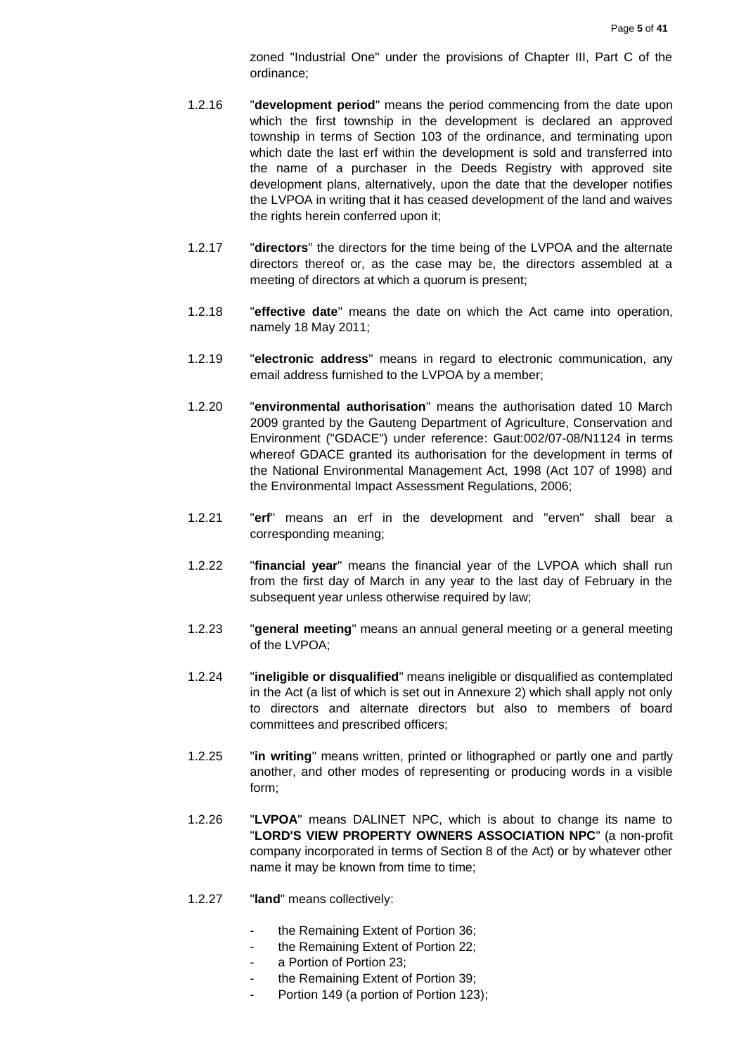zoned "Industrial One" under the provisions of Chapter III, Part C of the ordinance;

1.2.16 "**development period**" means the period commencing from the date upon which the first township in the development is declared an approved township in terms of Section 103 of the ordinance, and terminating upon which date the last erf within the development is sold and transferred into the name of a purchaser in the Deeds Registry with approved site development plans, alternatively, upon the date that the developer notifies the LVPOA in writing that it has ceased development of the land and waives the rights herein conferred upon it;

1.2.17 "**directors**" the directors for the time being of the LVPOA and the alternate directors thereof or, as the case may be, the directors assembled at a meeting of directors at which a quorum is present;

1.2.18 "**effective date**" means the date on which the Act came into operation, namely 18 May 2011;

1.2.19 "**electronic address**" means in regard to electronic communication, any email address furnished to the LVPOA by a member;

1.2.20 "**environmental authorisation**" means the authorisation dated 10 March 2009 granted by the Gauteng Department of Agriculture, Conservation and Environment ("GDACE") under reference: Gaut:002/07-08/N1124 in terms whereof GDACE granted its authorisation for the development in terms of the National Environmental Management Act, 1998 (Act 107 of 1998) and the Environmental Impact Assessment Regulations, 2006;

1.2.21 "**erf**" means an erf in the development and "erven" shall bear a corresponding meaning;

1.2.22 "**financial year**" means the financial year of the LVPOA which shall run from the first day of March in any year to the last day of February in the subsequent year unless otherwise required by law;

1.2.23 "**general meeting**" means an annual general meeting or a general meeting of the LVPOA;

1.2.24 "**ineligible or disqualified**" means ineligible or disqualified as contemplated in the Act (a list of which is set out in Annexure 2) which shall apply not only to directors and alternate directors but also to members of board committees and prescribed officers;

1.2.25 "**in writing**" means written, printed or lithographed or partly one and partly another, and other modes of representing or producing words in a visible form;

1.2.26 "**LVPOA**" means DALINET NPC, which is about to change its name to "**LORD'S VIEW PROPERTY OWNERS ASSOCIATION NPC**" (a non-profit company incorporated in terms of Section 8 of the Act) or by whatever other name it may be known from time to time;

1.2.27 "**land**" means collectively:

- the Remaining Extent of Portion 36;
- the Remaining Extent of Portion 22;
- a Portion of Portion 23;
- the Remaining Extent of Portion 39;
- Portion 149 (a portion of Portion 123);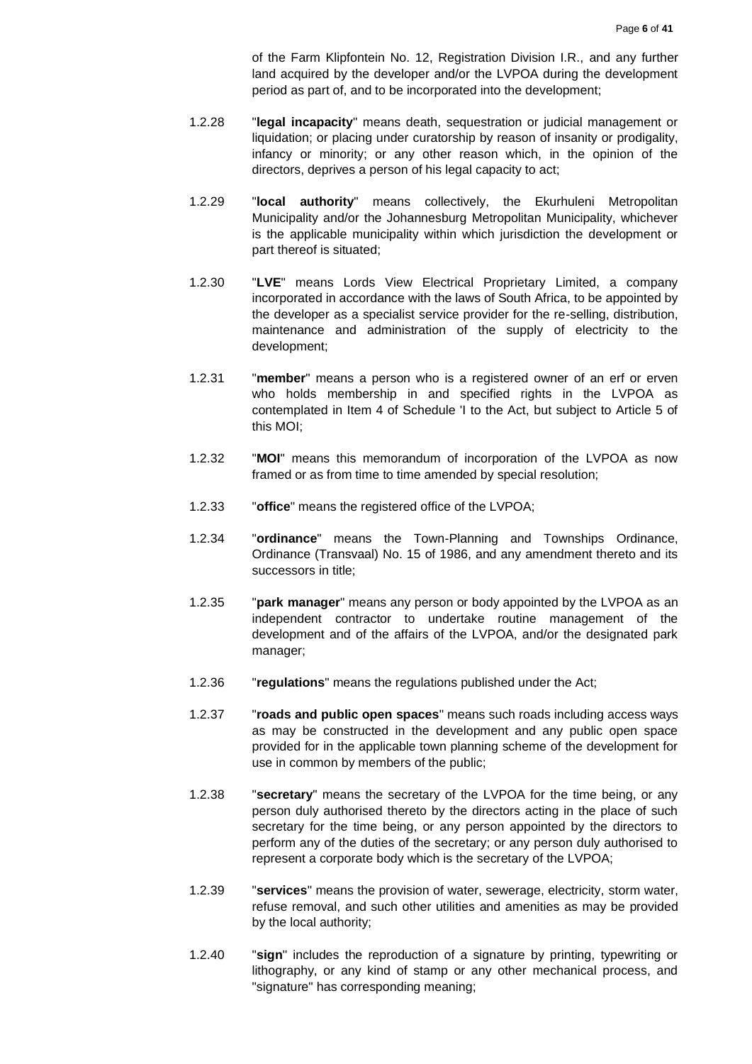of the Farm Klipfontein No. 12, Registration Division I.R., and any further land acquired by the developer and/or the LVPOA during the development period as part of, and to be incorporated into the development;

1.2.28 "**legal incapacity**" means death, sequestration or judicial management or liquidation; or placing under curatorship by reason of insanity or prodigality, infancy or minority; or any other reason which, in the opinion of the directors, deprives a person of his legal capacity to act;

1.2.29 "**local authority**" means collectively, the Ekurhuleni Metropolitan Municipality and/or the Johannesburg Metropolitan Municipality, whichever is the applicable municipality within which jurisdiction the development or part thereof is situated;

1.2.30 "**LVE**" means Lords View Electrical Proprietary Limited, a company incorporated in accordance with the laws of South Africa, to be appointed by the developer as a specialist service provider for the re-selling, distribution, maintenance and administration of the supply of electricity to the development;

1.2.31 "**member**" means a person who is a registered owner of an erf or erven who holds membership in and specified rights in the LVPOA as contemplated in Item 4 of Schedule 'I to the Act, but subject to Article 5 of this MOI;

1.2.32 "**MOI**" means this memorandum of incorporation of the LVPOA as now framed or as from time to time amended by special resolution;

1.2.33 "**office**" means the registered office of the LVPOA;

1.2.34 "**ordinance**" means the Town-Planning and Townships Ordinance, Ordinance (Transvaal) No. 15 of 1986, and any amendment thereto and its successors in title;

1.2.35 "**park manager**" means any person or body appointed by the LVPOA as an independent contractor to undertake routine management of the development and of the affairs of the LVPOA, and/or the designated park manager;

1.2.36 "**regulations**" means the regulations published under the Act;

1.2.37 "**roads and public open spaces**" means such roads including access ways as may be constructed in the development and any public open space provided for in the applicable town planning scheme of the development for use in common by members of the public;

1.2.38 "**secretary**" means the secretary of the LVPOA for the time being, or any person duly authorised thereto by the directors acting in the place of such secretary for the time being, or any person appointed by the directors to perform any of the duties of the secretary; or any person duly authorised to represent a corporate body which is the secretary of the LVPOA;

1.2.39 "**services**" means the provision of water, sewerage, electricity, storm water, refuse removal, and such other utilities and amenities as may be provided by the local authority;

1.2.40 "**sign**" includes the reproduction of a signature by printing, typewriting or lithography, or any kind of stamp or any other mechanical process, and "signature" has corresponding meaning;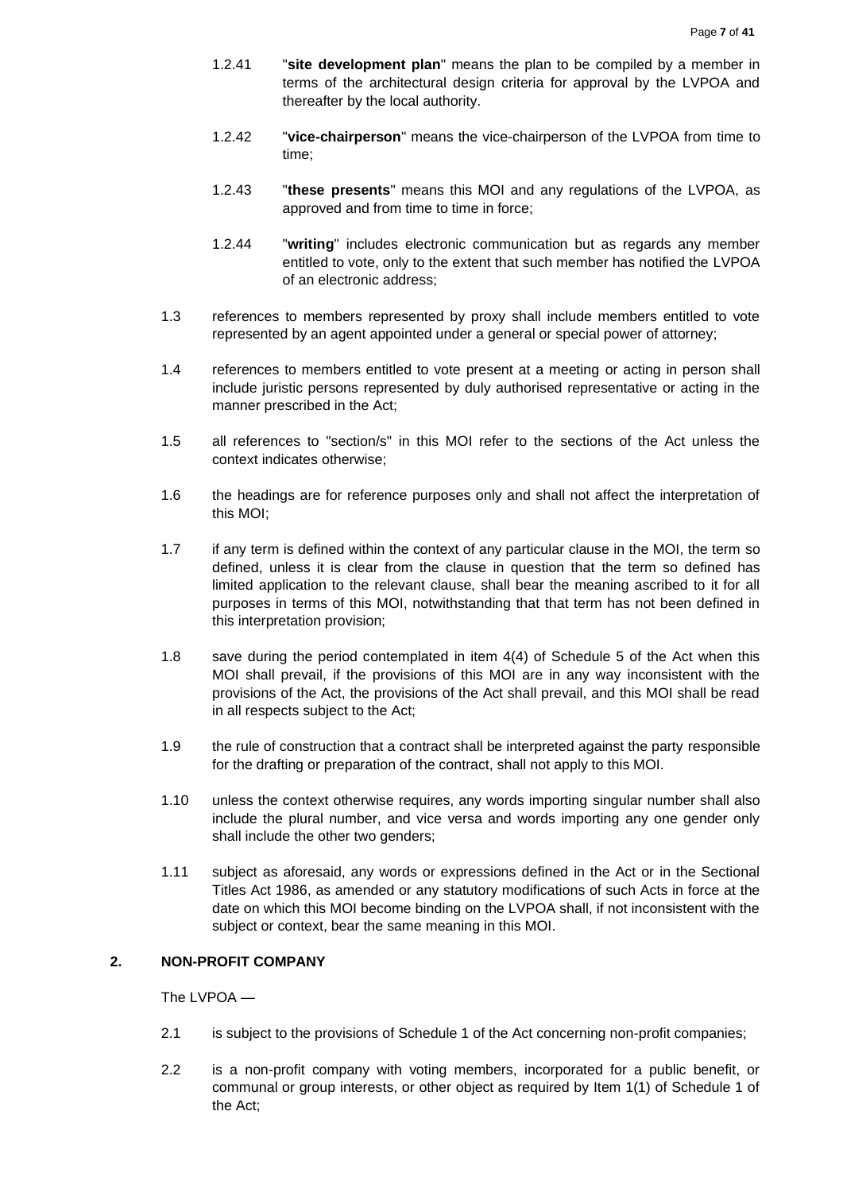1.2.41 "**site development plan**" means the plan to be compiled by a member in terms of the architectural design criteria for approval by the LVPOA and thereafter by the local authority.

1.2.42 "**vice-chairperson**" means the vice-chairperson of the LVPOA from time to time;

1.2.43 "**these presents**" means this MOI and any regulations of the LVPOA, as approved and from time to time in force;

1.2.44 "**writing**" includes electronic communication but as regards any member entitled to vote, only to the extent that such member has notified the LVPOA of an electronic address;

1.3 references to members represented by proxy shall include members entitled to vote represented by an agent appointed under a general or special power of attorney;

1.4 references to members entitled to vote present at a meeting or acting in person shall include juristic persons represented by duly authorised representative or acting in the manner prescribed in the Act;

1.5 all references to "section/s" in this MOI refer to the sections of the Act unless the context indicates otherwise;

1.6 the headings are for reference purposes only and shall not affect the interpretation of this MOI;

1.7 if any term is defined within the context of any particular clause in the MOI, the term so defined, unless it is clear from the clause in question that the term so defined has limited application to the relevant clause, shall bear the meaning ascribed to it for all purposes in terms of this MOI, notwithstanding that that term has not been defined in this interpretation provision;

1.8 save during the period contemplated in item 4(4) of Schedule 5 of the Act when this MOI shall prevail, if the provisions of this MOI are in any way inconsistent with the provisions of the Act, the provisions of the Act shall prevail, and this MOI shall be read in all respects subject to the Act;

1.9 the rule of construction that a contract shall be interpreted against the party responsible for the drafting or preparation of the contract, shall not apply to this MOI.

1.10 unless the context otherwise requires, any words importing singular number shall also include the plural number, and vice versa and words importing any one gender only shall include the other two genders;

1.11 subject as aforesaid, any words or expressions defined in the Act or in the Sectional Titles Act 1986, as amended or any statutory modifications of such Acts in force at the date on which this MOI become binding on the LVPOA shall, if not inconsistent with the subject or context, bear the same meaning in this MOI.

## 2. NON-PROFIT COMPANY

The LVPOA —

2.1 is subject to the provisions of Schedule 1 of the Act concerning non-profit companies;

2.2 is a non-profit company with voting members, incorporated for a public benefit, or communal or group interests, or other object as required by Item 1(1) of Schedule 1 of the Act;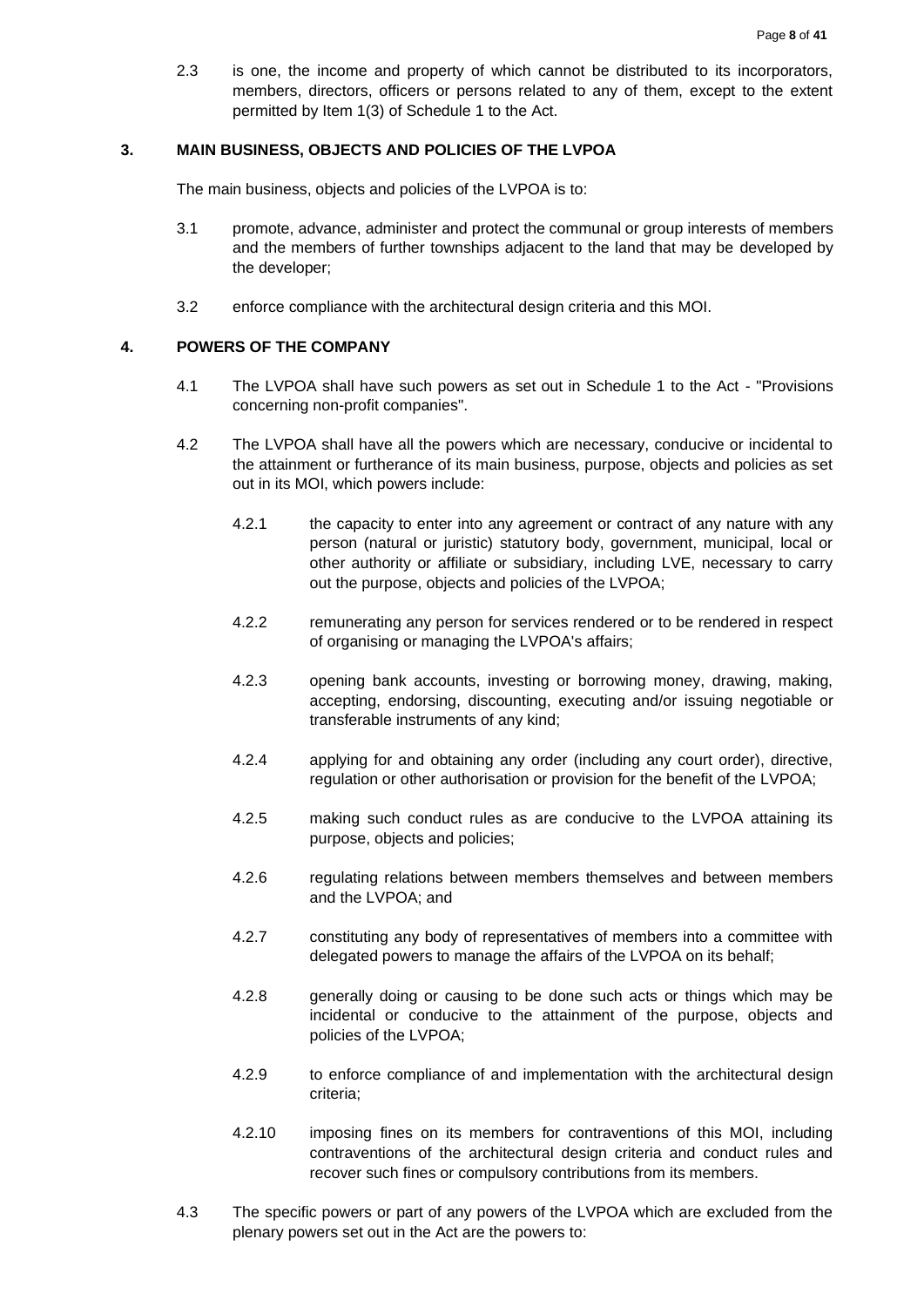2.3 is one, the income and property of which cannot be distributed to its incorporators, members, directors, officers or persons related to any of them, except to the extent permitted by Item 1(3) of Schedule 1 to the Act.

## 3. MAIN BUSINESS, OBJECTS AND POLICIES OF THE LVPOA

The main business, objects and policies of the LVPOA is to:

3.1 promote, advance, administer and protect the communal or group interests of members and the members of further townships adjacent to the land that may be developed by the developer;

3.2 enforce compliance with the architectural design criteria and this MOI.

## 4. POWERS OF THE COMPANY

4.1 The LVPOA shall have such powers as set out in Schedule 1 to the Act - "Provisions concerning non-profit companies".

4.2 The LVPOA shall have all the powers which are necessary, conducive or incidental to the attainment or furtherance of its main business, purpose, objects and policies as set out in its MOI, which powers include:

4.2.1 the capacity to enter into any agreement or contract of any nature with any person (natural or juristic) statutory body, government, municipal, local or other authority or affiliate or subsidiary, including LVE, necessary to carry out the purpose, objects and policies of the LVPOA;

4.2.2 remunerating any person for services rendered or to be rendered in respect of organising or managing the LVPOA's affairs;

4.2.3 opening bank accounts, investing or borrowing money, drawing, making, accepting, endorsing, discounting, executing and/or issuing negotiable or transferable instruments of any kind;

4.2.4 applying for and obtaining any order (including any court order), directive, regulation or other authorisation or provision for the benefit of the LVPOA;

4.2.5 making such conduct rules as are conducive to the LVPOA attaining its purpose, objects and policies;

4.2.6 regulating relations between members themselves and between members and the LVPOA; and

4.2.7 constituting any body of representatives of members into a committee with delegated powers to manage the affairs of the LVPOA on its behalf;

4.2.8 generally doing or causing to be done such acts or things which may be incidental or conducive to the attainment of the purpose, objects and policies of the LVPOA;

4.2.9 to enforce compliance of and implementation with the architectural design criteria;

4.2.10 imposing fines on its members for contraventions of this MOI, including contraventions of the architectural design criteria and conduct rules and recover such fines or compulsory contributions from its members.

4.3 The specific powers or part of any powers of the LVPOA which are excluded from the plenary powers set out in the Act are the powers to: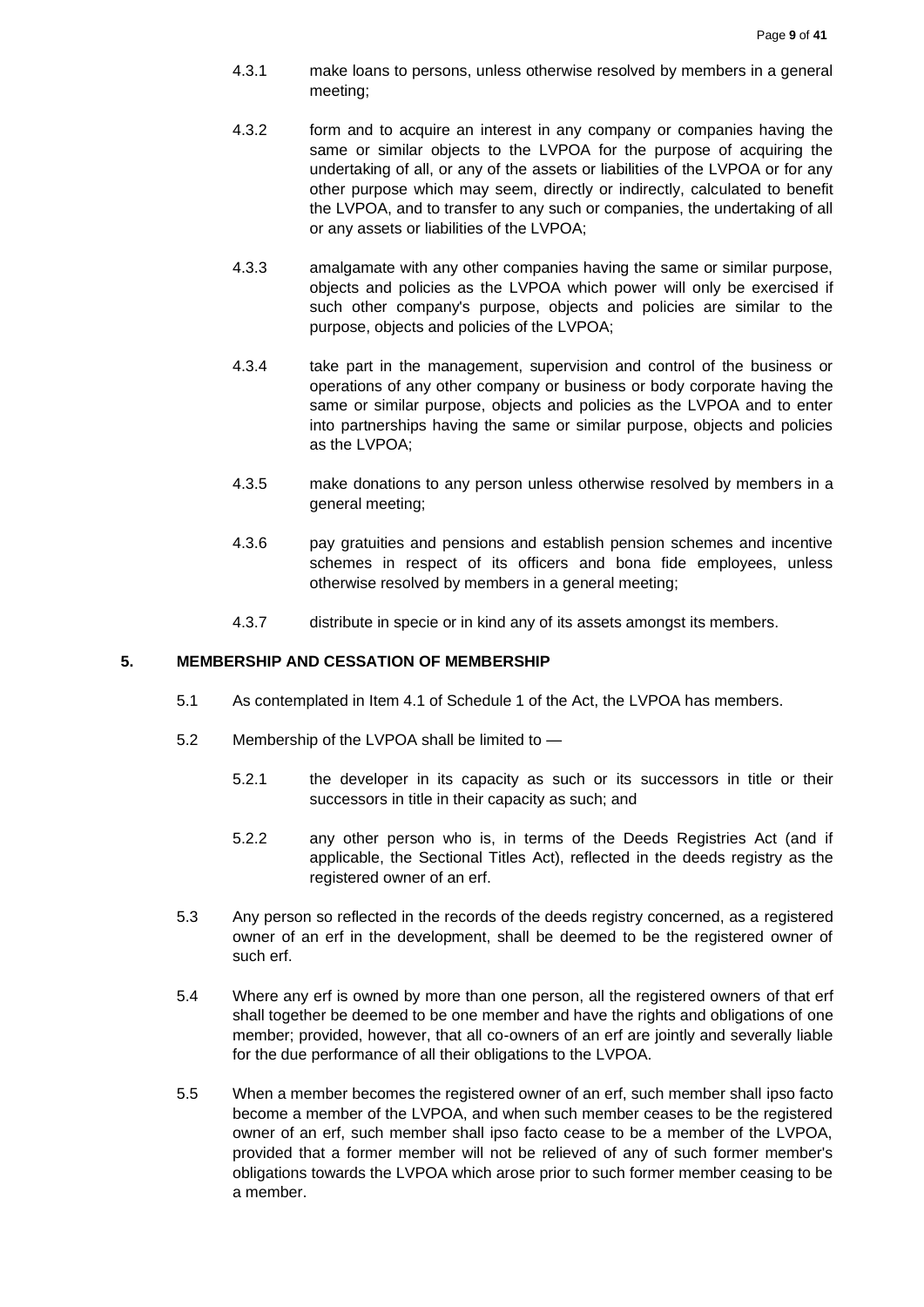4.3.1 make loans to persons, unless otherwise resolved by members in a general meeting;

4.3.2 form and to acquire an interest in any company or companies having the same or similar objects to the LVPOA for the purpose of acquiring the undertaking of all, or any of the assets or liabilities of the LVPOA or for any other purpose which may seem, directly or indirectly, calculated to benefit the LVPOA, and to transfer to any such or companies, the undertaking of all or any assets or liabilities of the LVPOA;

4.3.3 amalgamate with any other companies having the same or similar purpose, objects and policies as the LVPOA which power will only be exercised if such other company's purpose, objects and policies are similar to the purpose, objects and policies of the LVPOA;

4.3.4 take part in the management, supervision and control of the business or operations of any other company or business or body corporate having the same or similar purpose, objects and policies as the LVPOA and to enter into partnerships having the same or similar purpose, objects and policies as the LVPOA;

4.3.5 make donations to any person unless otherwise resolved by members in a general meeting;

4.3.6 pay gratuities and pensions and establish pension schemes and incentive schemes in respect of its officers and bona fide employees, unless otherwise resolved by members in a general meeting;

4.3.7 distribute in specie or in kind any of its assets amongst its members.

## 5. MEMBERSHIP AND CESSATION OF MEMBERSHIP

5.1 As contemplated in Item 4.1 of Schedule 1 of the Act, the LVPOA has members.

5.2 Membership of the LVPOA shall be limited to —

5.2.1 the developer in its capacity as such or its successors in title or their successors in title in their capacity as such; and

5.2.2 any other person who is, in terms of the Deeds Registries Act (and if applicable, the Sectional Titles Act), reflected in the deeds registry as the registered owner of an erf.

5.3 Any person so reflected in the records of the deeds registry concerned, as a registered owner of an erf in the development, shall be deemed to be the registered owner of such erf.

5.4 Where any erf is owned by more than one person, all the registered owners of that erf shall together be deemed to be one member and have the rights and obligations of one member; provided, however, that all co-owners of an erf are jointly and severally liable for the due performance of all their obligations to the LVPOA.

5.5 When a member becomes the registered owner of an erf, such member shall ipso facto become a member of the LVPOA, and when such member ceases to be the registered owner of an erf, such member shall ipso facto cease to be a member of the LVPOA, provided that a former member will not be relieved of any of such former member's obligations towards the LVPOA which arose prior to such former member ceasing to be a member.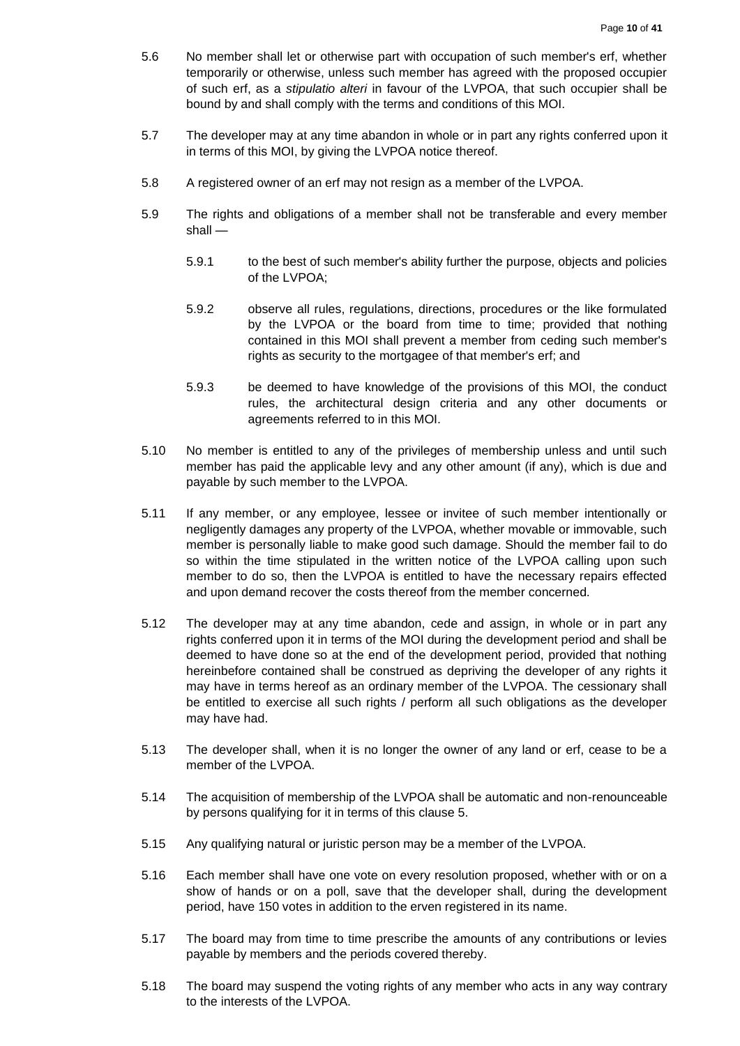5.6 No member shall let or otherwise part with occupation of such member's erf, whether temporarily or otherwise, unless such member has agreed with the proposed occupier of such erf, as a *stipulatio alteri* in favour of the LVPOA, that such occupier shall be bound by and shall comply with the terms and conditions of this MOI.

5.7 The developer may at any time abandon in whole or in part any rights conferred upon it in terms of this MOI, by giving the LVPOA notice thereof.

5.8 A registered owner of an erf may not resign as a member of the LVPOA.

5.9 The rights and obligations of a member shall not be transferable and every member shall —

5.9.1 to the best of such member's ability further the purpose, objects and policies of the LVPOA;

5.9.2 observe all rules, regulations, directions, procedures or the like formulated by the LVPOA or the board from time to time; provided that nothing contained in this MOI shall prevent a member from ceding such member's rights as security to the mortgagee of that member's erf; and

5.9.3 be deemed to have knowledge of the provisions of this MOI, the conduct rules, the architectural design criteria and any other documents or agreements referred to in this MOI.

5.10 No member is entitled to any of the privileges of membership unless and until such member has paid the applicable levy and any other amount (if any), which is due and payable by such member to the LVPOA.

5.11 If any member, or any employee, lessee or invitee of such member intentionally or negligently damages any property of the LVPOA, whether movable or immovable, such member is personally liable to make good such damage. Should the member fail to do so within the time stipulated in the written notice of the LVPOA calling upon such member to do so, then the LVPOA is entitled to have the necessary repairs effected and upon demand recover the costs thereof from the member concerned.

5.12 The developer may at any time abandon, cede and assign, in whole or in part any rights conferred upon it in terms of the MOI during the development period and shall be deemed to have done so at the end of the development period, provided that nothing hereinbefore contained shall be construed as depriving the developer of any rights it may have in terms hereof as an ordinary member of the LVPOA. The cessionary shall be entitled to exercise all such rights / perform all such obligations as the developer may have had.

5.13 The developer shall, when it is no longer the owner of any land or erf, cease to be a member of the LVPOA.

5.14 The acquisition of membership of the LVPOA shall be automatic and non-renounceable by persons qualifying for it in terms of this clause 5.

5.15 Any qualifying natural or juristic person may be a member of the LVPOA.

5.16 Each member shall have one vote on every resolution proposed, whether with or on a show of hands or on a poll, save that the developer shall, during the development period, have 150 votes in addition to the erven registered in its name.

5.17 The board may from time to time prescribe the amounts of any contributions or levies payable by members and the periods covered thereby.

5.18 The board may suspend the voting rights of any member who acts in any way contrary to the interests of the LVPOA.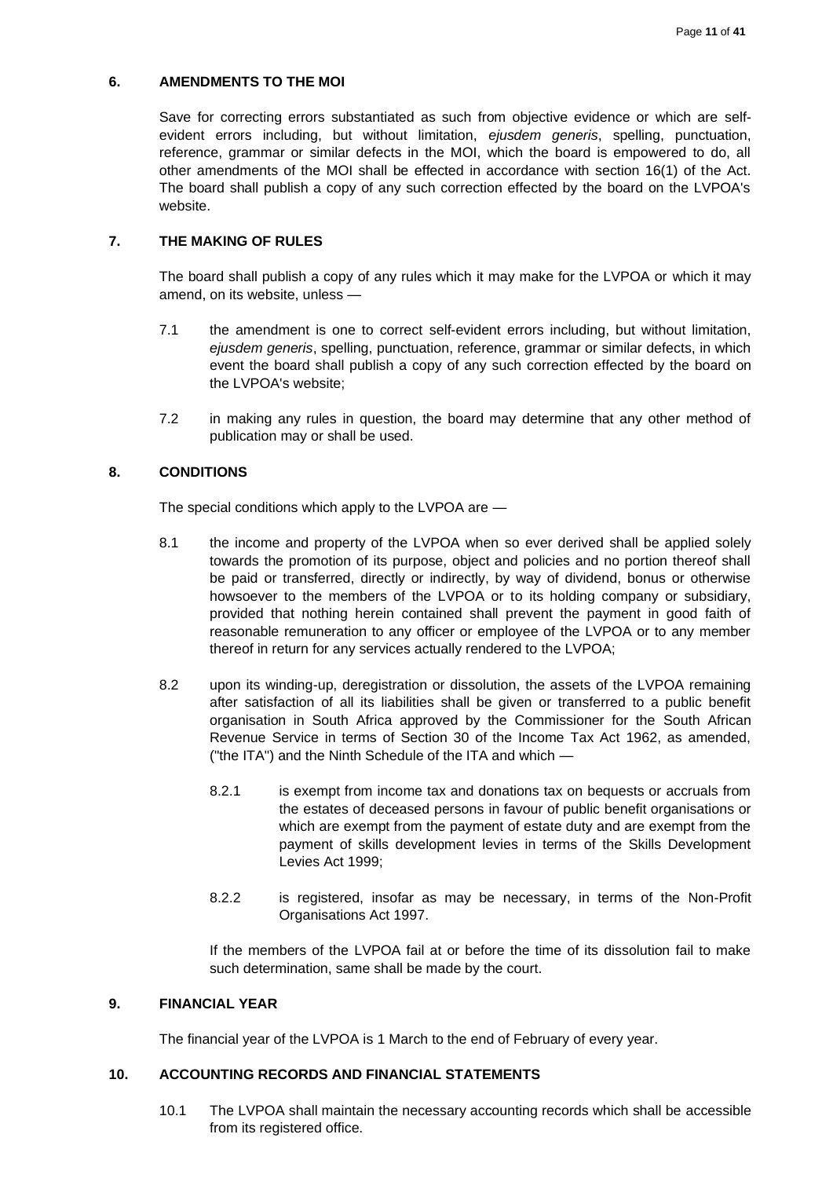## 6. AMENDMENTS TO THE MOI

Save for correcting errors substantiated as such from objective evidence or which are self-evident errors including, but without limitation, *ejusdem generis*, spelling, punctuation, reference, grammar or similar defects in the MOI, which the board is empowered to do, all other amendments of the MOI shall be effected in accordance with section 16(1) of the Act. The board shall publish a copy of any such correction effected by the board on the LVPOA's website.

## 7. THE MAKING OF RULES

The board shall publish a copy of any rules which it may make for the LVPOA or which it may amend, on its website, unless —

7.1 the amendment is one to correct self-evident errors including, but without limitation, *ejusdem generis*, spelling, punctuation, reference, grammar or similar defects, in which event the board shall publish a copy of any such correction effected by the board on the LVPOA's website;

7.2 in making any rules in question, the board may determine that any other method of publication may or shall be used.

## 8. CONDITIONS

The special conditions which apply to the LVPOA are —

8.1 the income and property of the LVPOA when so ever derived shall be applied solely towards the promotion of its purpose, object and policies and no portion thereof shall be paid or transferred, directly or indirectly, by way of dividend, bonus or otherwise howsoever to the members of the LVPOA or to its holding company or subsidiary, provided that nothing herein contained shall prevent the payment in good faith of reasonable remuneration to any officer or employee of the LVPOA or to any member thereof in return for any services actually rendered to the LVPOA;

8.2 upon its winding-up, deregistration or dissolution, the assets of the LVPOA remaining after satisfaction of all its liabilities shall be given or transferred to a public benefit organisation in South Africa approved by the Commissioner for the South African Revenue Service in terms of Section 30 of the Income Tax Act 1962, as amended, ("the ITA") and the Ninth Schedule of the ITA and which —

8.2.1 is exempt from income tax and donations tax on bequests or accruals from the estates of deceased persons in favour of public benefit organisations or which are exempt from the payment of estate duty and are exempt from the payment of skills development levies in terms of the Skills Development Levies Act 1999;

8.2.2 is registered, insofar as may be necessary, in terms of the Non-Profit Organisations Act 1997.

If the members of the LVPOA fail at or before the time of its dissolution fail to make such determination, same shall be made by the court.

## 9. FINANCIAL YEAR

The financial year of the LVPOA is 1 March to the end of February of every year.

## 10. ACCOUNTING RECORDS AND FINANCIAL STATEMENTS

10.1 The LVPOA shall maintain the necessary accounting records which shall be accessible from its registered office.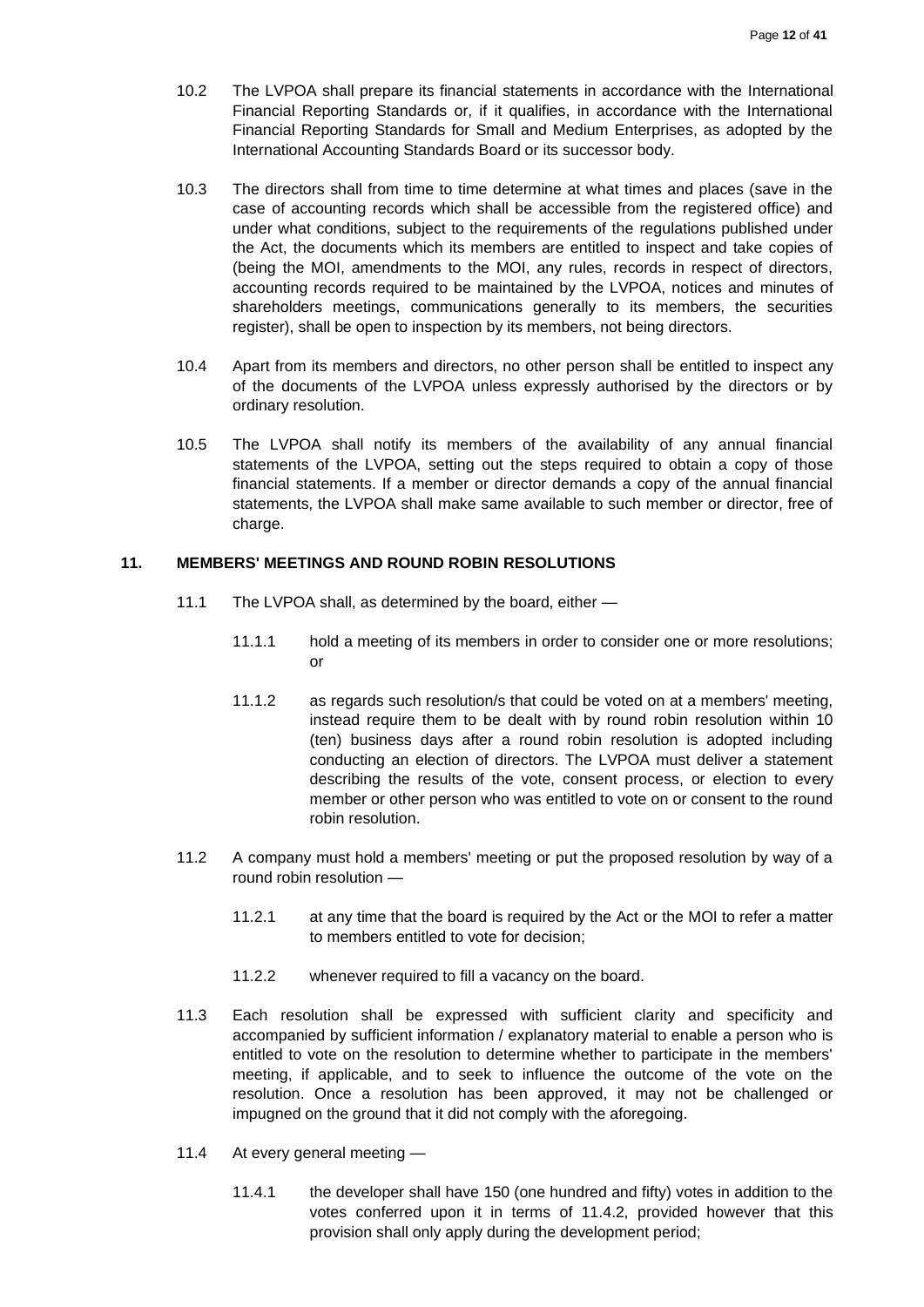10.2 The LVPOA shall prepare its financial statements in accordance with the International Financial Reporting Standards or, if it qualifies, in accordance with the International Financial Reporting Standards for Small and Medium Enterprises, as adopted by the International Accounting Standards Board or its successor body.

10.3 The directors shall from time to time determine at what times and places (save in the case of accounting records which shall be accessible from the registered office) and under what conditions, subject to the requirements of the regulations published under the Act, the documents which its members are entitled to inspect and take copies of (being the MOI, amendments to the MOI, any rules, records in respect of directors, accounting records required to be maintained by the LVPOA, notices and minutes of shareholders meetings, communications generally to its members, the securities register), shall be open to inspection by its members, not being directors.

10.4 Apart from its members and directors, no other person shall be entitled to inspect any of the documents of the LVPOA unless expressly authorised by the directors or by ordinary resolution.

10.5 The LVPOA shall notify its members of the availability of any annual financial statements of the LVPOA, setting out the steps required to obtain a copy of those financial statements. If a member or director demands a copy of the annual financial statements, the LVPOA shall make same available to such member or director, free of charge.

## 11. MEMBERS' MEETINGS AND ROUND ROBIN RESOLUTIONS

11.1 The LVPOA shall, as determined by the board, either —

11.1.1 hold a meeting of its members in order to consider one or more resolutions; or

11.1.2 as regards such resolution/s that could be voted on at a members' meeting, instead require them to be dealt with by round robin resolution within 10 (ten) business days after a round robin resolution is adopted including conducting an election of directors. The LVPOA must deliver a statement describing the results of the vote, consent process, or election to every member or other person who was entitled to vote on or consent to the round robin resolution.

11.2 A company must hold a members' meeting or put the proposed resolution by way of a round robin resolution —

11.2.1 at any time that the board is required by the Act or the MOI to refer a matter to members entitled to vote for decision;

11.2.2 whenever required to fill a vacancy on the board.

11.3 Each resolution shall be expressed with sufficient clarity and specificity and accompanied by sufficient information / explanatory material to enable a person who is entitled to vote on the resolution to determine whether to participate in the members' meeting, if applicable, and to seek to influence the outcome of the vote on the resolution. Once a resolution has been approved, it may not be challenged or impugned on the ground that it did not comply with the aforegoing.

11.4 At every general meeting —

11.4.1 the developer shall have 150 (one hundred and fifty) votes in addition to the votes conferred upon it in terms of 11.4.2, provided however that this provision shall only apply during the development period;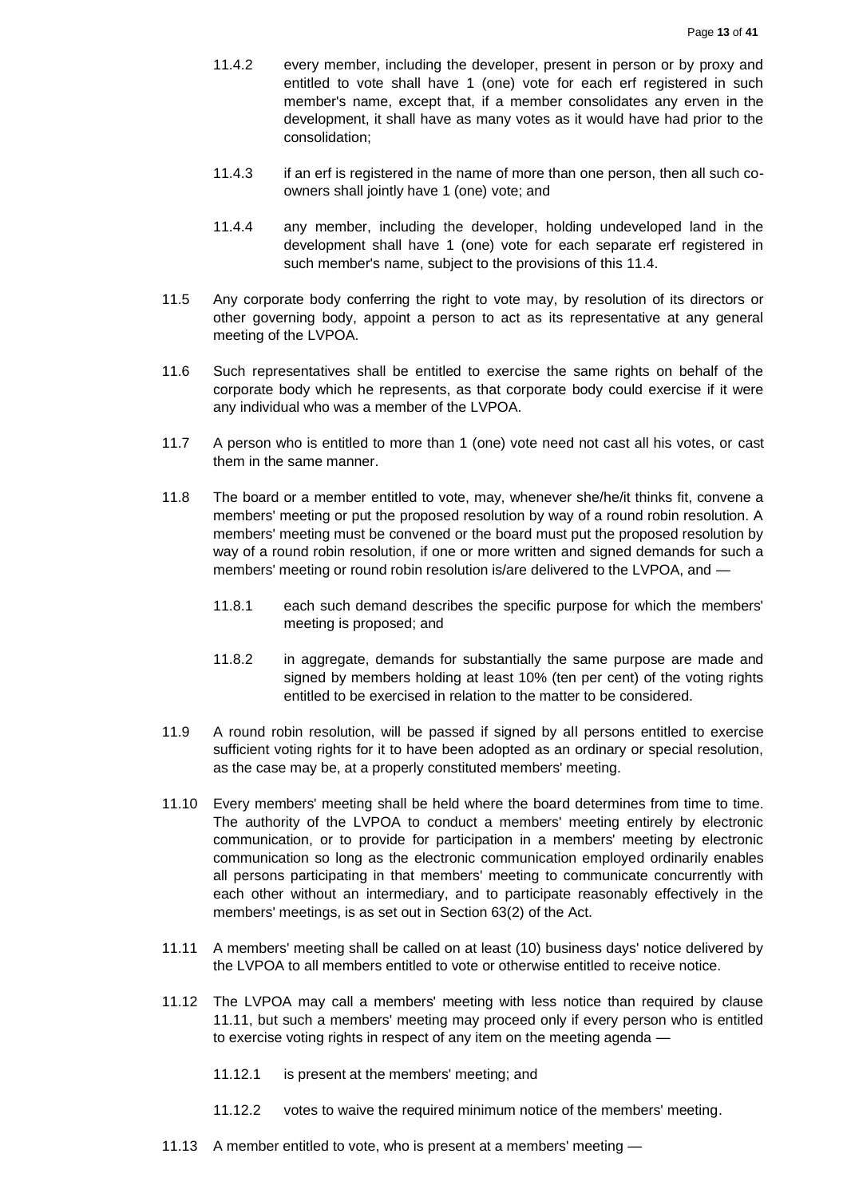11.4.2 every member, including the developer, present in person or by proxy and entitled to vote shall have 1 (one) vote for each erf registered in such member's name, except that, if a member consolidates any erven in the development, it shall have as many votes as it would have had prior to the consolidation;

11.4.3 if an erf is registered in the name of more than one person, then all such co-owners shall jointly have 1 (one) vote; and

11.4.4 any member, including the developer, holding undeveloped land in the development shall have 1 (one) vote for each separate erf registered in such member's name, subject to the provisions of this 11.4.

11.5 Any corporate body conferring the right to vote may, by resolution of its directors or other governing body, appoint a person to act as its representative at any general meeting of the LVPOA.

11.6 Such representatives shall be entitled to exercise the same rights on behalf of the corporate body which he represents, as that corporate body could exercise if it were any individual who was a member of the LVPOA.

11.7 A person who is entitled to more than 1 (one) vote need not cast all his votes, or cast them in the same manner.

11.8 The board or a member entitled to vote, may, whenever she/he/it thinks fit, convene a members' meeting or put the proposed resolution by way of a round robin resolution. A members' meeting must be convened or the board must put the proposed resolution by way of a round robin resolution, if one or more written and signed demands for such a members' meeting or round robin resolution is/are delivered to the LVPOA, and —

11.8.1 each such demand describes the specific purpose for which the members' meeting is proposed; and

11.8.2 in aggregate, demands for substantially the same purpose are made and signed by members holding at least 10% (ten per cent) of the voting rights entitled to be exercised in relation to the matter to be considered.

11.9 A round robin resolution, will be passed if signed by all persons entitled to exercise sufficient voting rights for it to have been adopted as an ordinary or special resolution, as the case may be, at a properly constituted members' meeting.

11.10 Every members' meeting shall be held where the board determines from time to time. The authority of the LVPOA to conduct a members' meeting entirely by electronic communication, or to provide for participation in a members' meeting by electronic communication so long as the electronic communication employed ordinarily enables all persons participating in that members' meeting to communicate concurrently with each other without an intermediary, and to participate reasonably effectively in the members' meetings, is as set out in Section 63(2) of the Act.

11.11 A members' meeting shall be called on at least (10) business days' notice delivered by the LVPOA to all members entitled to vote or otherwise entitled to receive notice.

11.12 The LVPOA may call a members' meeting with less notice than required by clause 11.11, but such a members' meeting may proceed only if every person who is entitled to exercise voting rights in respect of any item on the meeting agenda —

11.12.1 is present at the members' meeting; and

11.12.2 votes to waive the required minimum notice of the members' meeting.

11.13 A member entitled to vote, who is present at a members' meeting —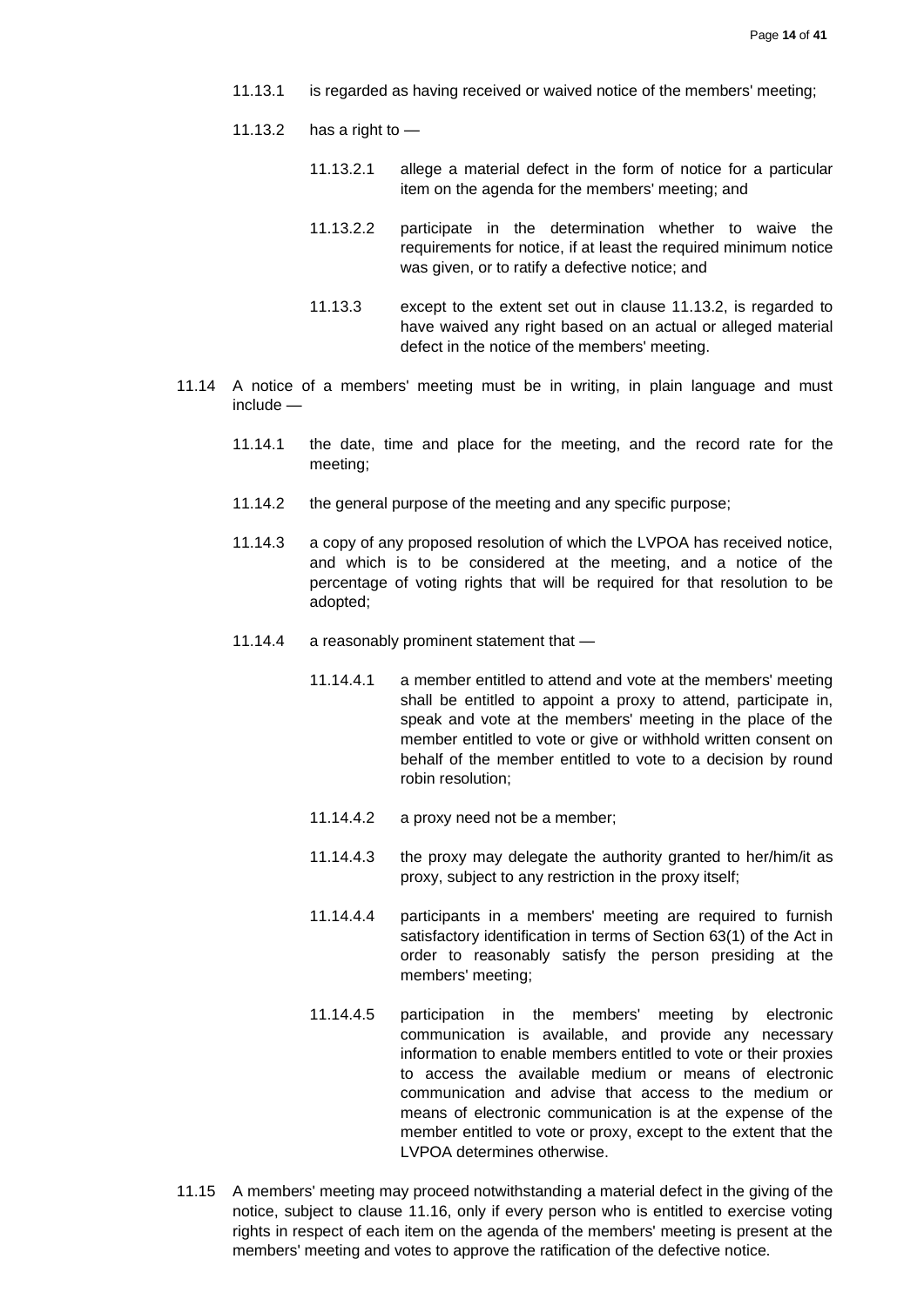11.13.1 is regarded as having received or waived notice of the members' meeting;

11.13.2 has a right to —

11.13.2.1 allege a material defect in the form of notice for a particular item on the agenda for the members' meeting; and

11.13.2.2 participate in the determination whether to waive the requirements for notice, if at least the required minimum notice was given, or to ratify a defective notice; and

11.13.3 except to the extent set out in clause 11.13.2, is regarded to have waived any right based on an actual or alleged material defect in the notice of the members' meeting.

11.14 A notice of a members' meeting must be in writing, in plain language and must include —

11.14.1 the date, time and place for the meeting, and the record rate for the meeting;

11.14.2 the general purpose of the meeting and any specific purpose;

11.14.3 a copy of any proposed resolution of which the LVPOA has received notice, and which is to be considered at the meeting, and a notice of the percentage of voting rights that will be required for that resolution to be adopted;

11.14.4 a reasonably prominent statement that —

11.14.4.1 a member entitled to attend and vote at the members' meeting shall be entitled to appoint a proxy to attend, participate in, speak and vote at the members' meeting in the place of the member entitled to vote or give or withhold written consent on behalf of the member entitled to vote to a decision by round robin resolution;

11.14.4.2 a proxy need not be a member;

11.14.4.3 the proxy may delegate the authority granted to her/him/it as proxy, subject to any restriction in the proxy itself;

11.14.4.4 participants in a members' meeting are required to furnish satisfactory identification in terms of Section 63(1) of the Act in order to reasonably satisfy the person presiding at the members' meeting;

11.14.4.5 participation in the members' meeting by electronic communication is available, and provide any necessary information to enable members entitled to vote or their proxies to access the available medium or means of electronic communication and advise that access to the medium or means of electronic communication is at the expense of the member entitled to vote or proxy, except to the extent that the LVPOA determines otherwise.

11.15 A members' meeting may proceed notwithstanding a material defect in the giving of the notice, subject to clause 11.16, only if every person who is entitled to exercise voting rights in respect of each item on the agenda of the members' meeting is present at the members' meeting and votes to approve the ratification of the defective notice.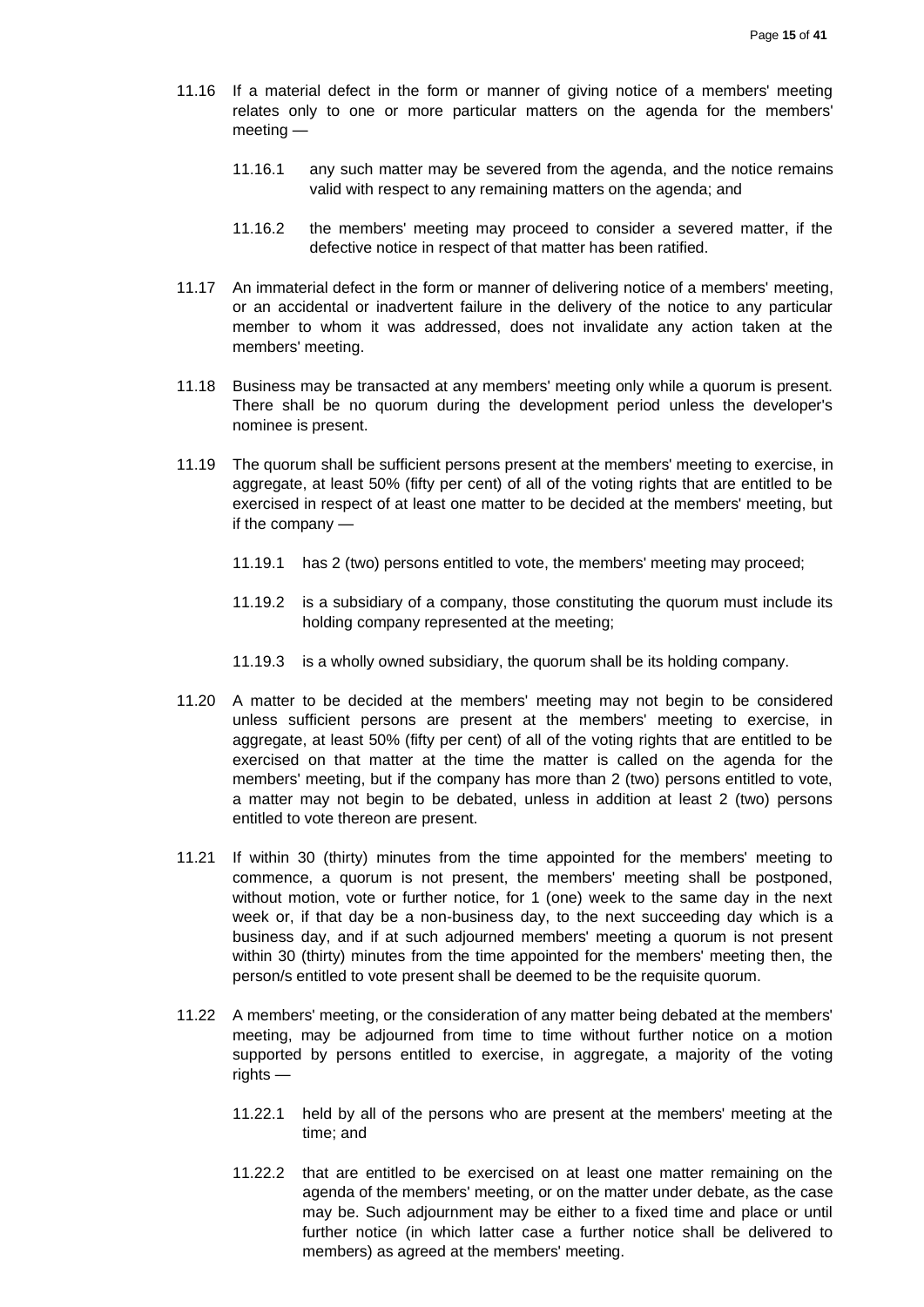11.16 If a material defect in the form or manner of giving notice of a members' meeting relates only to one or more particular matters on the agenda for the members' meeting —

> 11.16.1 any such matter may be severed from the agenda, and the notice remains valid with respect to any remaining matters on the agenda; and
>
> 11.16.2 the members' meeting may proceed to consider a severed matter, if the defective notice in respect of that matter has been ratified.

11.17 An immaterial defect in the form or manner of delivering notice of a members' meeting, or an accidental or inadvertent failure in the delivery of the notice to any particular member to whom it was addressed, does not invalidate any action taken at the members' meeting.

11.18 Business may be transacted at any members' meeting only while a quorum is present. There shall be no quorum during the development period unless the developer's nominee is present.

11.19 The quorum shall be sufficient persons present at the members' meeting to exercise, in aggregate, at least 50% (fifty per cent) of all of the voting rights that are entitled to be exercised in respect of at least one matter to be decided at the members' meeting, but if the company —

> 11.19.1 has 2 (two) persons entitled to vote, the members' meeting may proceed;
>
> 11.19.2 is a subsidiary of a company, those constituting the quorum must include its holding company represented at the meeting;
>
> 11.19.3 is a wholly owned subsidiary, the quorum shall be its holding company.

11.20 A matter to be decided at the members' meeting may not begin to be considered unless sufficient persons are present at the members' meeting to exercise, in aggregate, at least 50% (fifty per cent) of all of the voting rights that are entitled to be exercised on that matter at the time the matter is called on the agenda for the members' meeting, but if the company has more than 2 (two) persons entitled to vote, a matter may not begin to be debated, unless in addition at least 2 (two) persons entitled to vote thereon are present.

11.21 If within 30 (thirty) minutes from the time appointed for the members' meeting to commence, a quorum is not present, the members' meeting shall be postponed, without motion, vote or further notice, for 1 (one) week to the same day in the next week or, if that day be a non-business day, to the next succeeding day which is a business day, and if at such adjourned members' meeting a quorum is not present within 30 (thirty) minutes from the time appointed for the members' meeting then, the person/s entitled to vote present shall be deemed to be the requisite quorum.

11.22 A members' meeting, or the consideration of any matter being debated at the members' meeting, may be adjourned from time to time without further notice on a motion supported by persons entitled to exercise, in aggregate, a majority of the voting rights —

> 11.22.1 held by all of the persons who are present at the members' meeting at the time; and
>
> 11.22.2 that are entitled to be exercised on at least one matter remaining on the agenda of the members' meeting, or on the matter under debate, as the case may be. Such adjournment may be either to a fixed time and place or until further notice (in which latter case a further notice shall be delivered to members) as agreed at the members' meeting.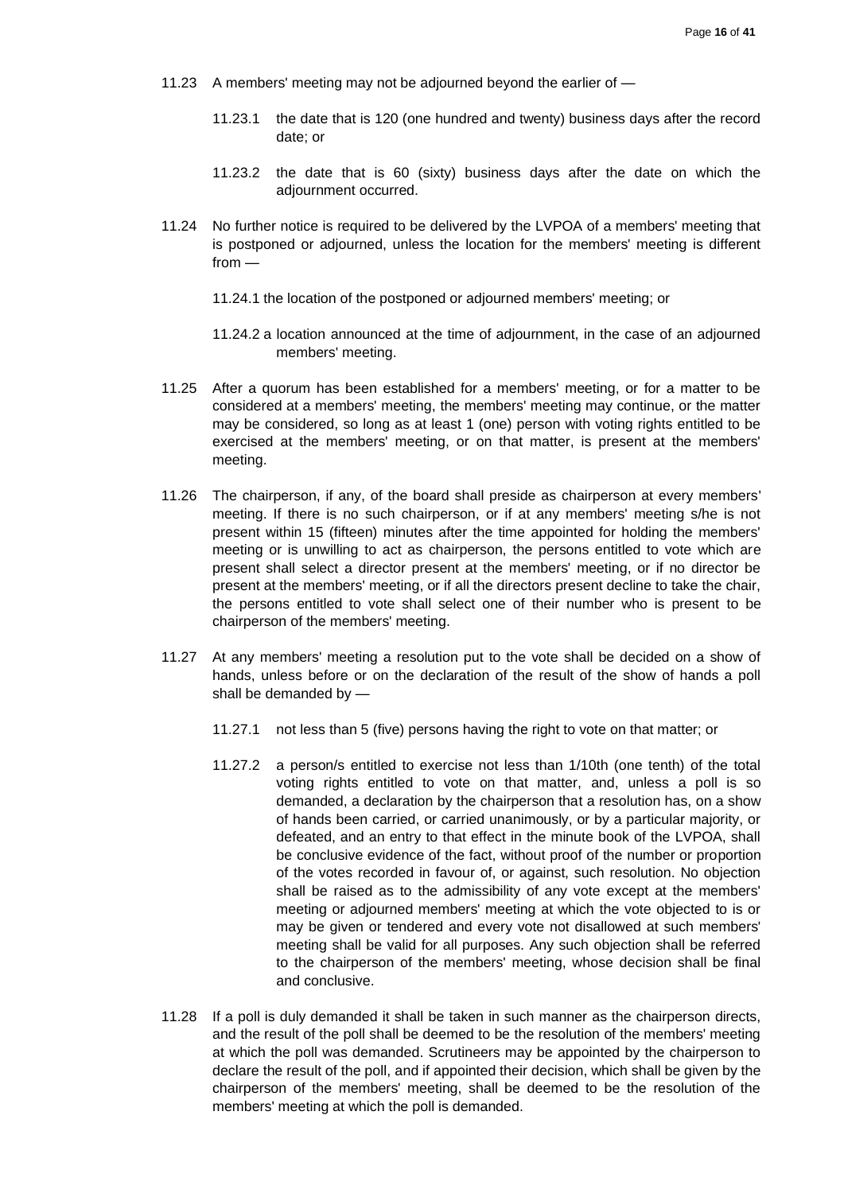11.23 A members' meeting may not be adjourned beyond the earlier of —

11.23.1 the date that is 120 (one hundred and twenty) business days after the record date; or

11.23.2 the date that is 60 (sixty) business days after the date on which the adjournment occurred.

11.24 No further notice is required to be delivered by the LVPOA of a members' meeting that is postponed or adjourned, unless the location for the members' meeting is different from —

11.24.1 the location of the postponed or adjourned members' meeting; or

11.24.2 a location announced at the time of adjournment, in the case of an adjourned members' meeting.

11.25 After a quorum has been established for a members' meeting, or for a matter to be considered at a members' meeting, the members' meeting may continue, or the matter may be considered, so long as at least 1 (one) person with voting rights entitled to be exercised at the members' meeting, or on that matter, is present at the members' meeting.

11.26 The chairperson, if any, of the board shall preside as chairperson at every members' meeting. If there is no such chairperson, or if at any members' meeting s/he is not present within 15 (fifteen) minutes after the time appointed for holding the members' meeting or is unwilling to act as chairperson, the persons entitled to vote which are present shall select a director present at the members' meeting, or if no director be present at the members' meeting, or if all the directors present decline to take the chair, the persons entitled to vote shall select one of their number who is present to be chairperson of the members' meeting.

11.27 At any members' meeting a resolution put to the vote shall be decided on a show of hands, unless before or on the declaration of the result of the show of hands a poll shall be demanded by —

11.27.1 not less than 5 (five) persons having the right to vote on that matter; or

11.27.2 a person/s entitled to exercise not less than 1/10th (one tenth) of the total voting rights entitled to vote on that matter, and, unless a poll is so demanded, a declaration by the chairperson that a resolution has, on a show of hands been carried, or carried unanimously, or by a particular majority, or defeated, and an entry to that effect in the minute book of the LVPOA, shall be conclusive evidence of the fact, without proof of the number or proportion of the votes recorded in favour of, or against, such resolution. No objection shall be raised as to the admissibility of any vote except at the members' meeting or adjourned members' meeting at which the vote objected to is or may be given or tendered and every vote not disallowed at such members' meeting shall be valid for all purposes. Any such objection shall be referred to the chairperson of the members' meeting, whose decision shall be final and conclusive.

11.28 If a poll is duly demanded it shall be taken in such manner as the chairperson directs, and the result of the poll shall be deemed to be the resolution of the members' meeting at which the poll was demanded. Scrutineers may be appointed by the chairperson to declare the result of the poll, and if appointed their decision, which shall be given by the chairperson of the members' meeting, shall be deemed to be the resolution of the members' meeting at which the poll is demanded.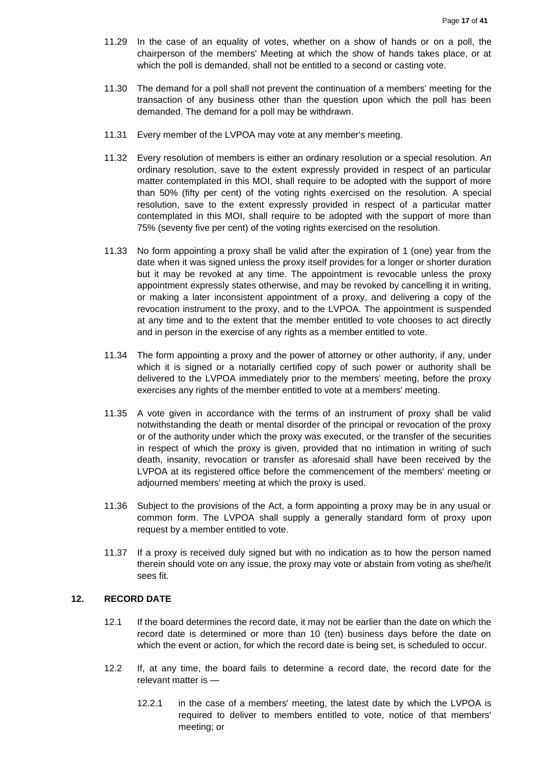11.29 In the case of an equality of votes, whether on a show of hands or on a poll, the chairperson of the members' Meeting at which the show of hands takes place, or at which the poll is demanded, shall not be entitled to a second or casting vote.

11.30 The demand for a poll shall not prevent the continuation of a members' meeting for the transaction of any business other than the question upon which the poll has been demanded. The demand for a poll may be withdrawn.

11.31 Every member of the LVPOA may vote at any member's meeting.

11.32 Every resolution of members is either an ordinary resolution or a special resolution. An ordinary resolution, save to the extent expressly provided in respect of an particular matter contemplated in this MOI, shall require to be adopted with the support of more than 50% (fifty per cent) of the voting rights exercised on the resolution. A special resolution, save to the extent expressly provided in respect of a particular matter contemplated in this MOI, shall require to be adopted with the support of more than 75% (seventy five per cent) of the voting rights exercised on the resolution.

11.33 No form appointing a proxy shall be valid after the expiration of 1 (one) year from the date when it was signed unless the proxy itself provides for a longer or shorter duration but it may be revoked at any time. The appointment is revocable unless the proxy appointment expressly states otherwise, and may be revoked by cancelling it in writing, or making a later inconsistent appointment of a proxy, and delivering a copy of the revocation instrument to the proxy, and to the LVPOA. The appointment is suspended at any time and to the extent that the member entitled to vote chooses to act directly and in person in the exercise of any rights as a member entitled to vote.

11.34 The form appointing a proxy and the power of attorney or other authority, if any, under which it is signed or a notarially certified copy of such power or authority shall be delivered to the LVPOA immediately prior to the members' meeting, before the proxy exercises any rights of the member entitled to vote at a members' meeting.

11.35 A vote given in accordance with the terms of an instrument of proxy shall be valid notwithstanding the death or mental disorder of the principal or revocation of the proxy or of the authority under which the proxy was executed, or the transfer of the securities in respect of which the proxy is given, provided that no intimation in writing of such death, insanity, revocation or transfer as aforesaid shall have been received by the LVPOA at its registered office before the commencement of the members' meeting or adjourned members' meeting at which the proxy is used.

11.36 Subject to the provisions of the Act, a form appointing a proxy may be in any usual or common form. The LVPOA shall supply a generally standard form of proxy upon request by a member entitled to vote.

11.37 If a proxy is received duly signed but with no indication as to how the person named therein should vote on any issue, the proxy may vote or abstain from voting as she/he/it sees fit.

## 12. RECORD DATE

12.1 If the board determines the record date, it may not be earlier than the date on which the record date is determined or more than 10 (ten) business days before the date on which the event or action, for which the record date is being set, is scheduled to occur.

12.2 If, at any time, the board fails to determine a record date, the record date for the relevant matter is —

12.2.1 in the case of a members' meeting, the latest date by which the LVPOA is required to deliver to members entitled to vote, notice of that members' meeting; or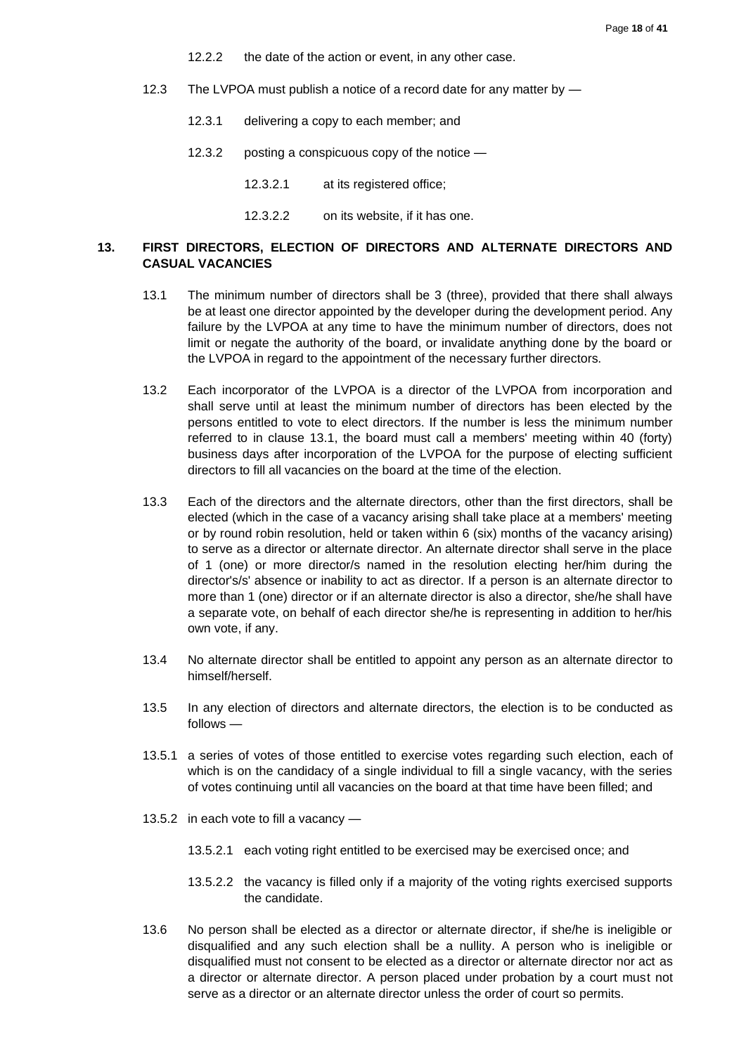12.2.2 the date of the action or event, in any other case.

12.3 The LVPOA must publish a notice of a record date for any matter by —

12.3.1 delivering a copy to each member; and

12.3.2 posting a conspicuous copy of the notice —

12.3.2.1 at its registered office;

12.3.2.2 on its website, if it has one.

## 13. FIRST DIRECTORS, ELECTION OF DIRECTORS AND ALTERNATE DIRECTORS AND CASUAL VACANCIES

13.1 The minimum number of directors shall be 3 (three), provided that there shall always be at least one director appointed by the developer during the development period. Any failure by the LVPOA at any time to have the minimum number of directors, does not limit or negate the authority of the board, or invalidate anything done by the board or the LVPOA in regard to the appointment of the necessary further directors.

13.2 Each incorporator of the LVPOA is a director of the LVPOA from incorporation and shall serve until at least the minimum number of directors has been elected by the persons entitled to vote to elect directors. If the number is less the minimum number referred to in clause 13.1, the board must call a members' meeting within 40 (forty) business days after incorporation of the LVPOA for the purpose of electing sufficient directors to fill all vacancies on the board at the time of the election.

13.3 Each of the directors and the alternate directors, other than the first directors, shall be elected (which in the case of a vacancy arising shall take place at a members' meeting or by round robin resolution, held or taken within 6 (six) months of the vacancy arising) to serve as a director or alternate director. An alternate director shall serve in the place of 1 (one) or more director/s named in the resolution electing her/him during the director's/s' absence or inability to act as director. If a person is an alternate director to more than 1 (one) director or if an alternate director is also a director, she/he shall have a separate vote, on behalf of each director she/he is representing in addition to her/his own vote, if any.

13.4 No alternate director shall be entitled to appoint any person as an alternate director to himself/herself.

13.5 In any election of directors and alternate directors, the election is to be conducted as follows —

13.5.1 a series of votes of those entitled to exercise votes regarding such election, each of which is on the candidacy of a single individual to fill a single vacancy, with the series of votes continuing until all vacancies on the board at that time have been filled; and

13.5.2 in each vote to fill a vacancy —

13.5.2.1 each voting right entitled to be exercised may be exercised once; and

13.5.2.2 the vacancy is filled only if a majority of the voting rights exercised supports the candidate.

13.6 No person shall be elected as a director or alternate director, if she/he is ineligible or disqualified and any such election shall be a nullity. A person who is ineligible or disqualified must not consent to be elected as a director or alternate director nor act as a director or alternate director. A person placed under probation by a court must not serve as a director or an alternate director unless the order of court so permits.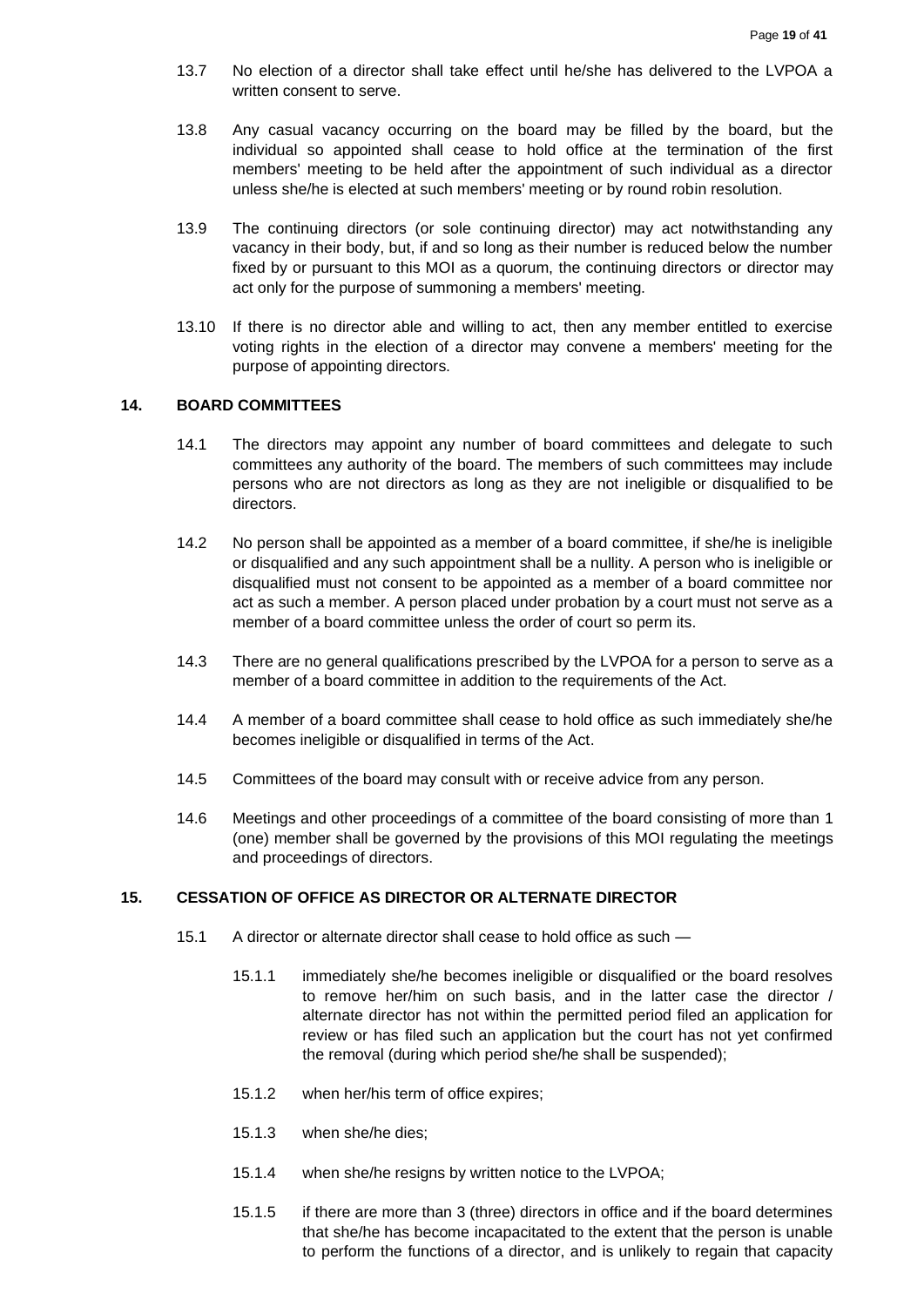13.7 No election of a director shall take effect until he/she has delivered to the LVPOA a written consent to serve.

13.8 Any casual vacancy occurring on the board may be filled by the board, but the individual so appointed shall cease to hold office at the termination of the first members' meeting to be held after the appointment of such individual as a director unless she/he is elected at such members' meeting or by round robin resolution.

13.9 The continuing directors (or sole continuing director) may act notwithstanding any vacancy in their body, but, if and so long as their number is reduced below the number fixed by or pursuant to this MOI as a quorum, the continuing directors or director may act only for the purpose of summoning a members' meeting.

13.10 If there is no director able and willing to act, then any member entitled to exercise voting rights in the election of a director may convene a members' meeting for the purpose of appointing directors.

## 14. BOARD COMMITTEES

14.1 The directors may appoint any number of board committees and delegate to such committees any authority of the board. The members of such committees may include persons who are not directors as long as they are not ineligible or disqualified to be directors.

14.2 No person shall be appointed as a member of a board committee, if she/he is ineligible or disqualified and any such appointment shall be a nullity. A person who is ineligible or disqualified must not consent to be appointed as a member of a board committee nor act as such a member. A person placed under probation by a court must not serve as a member of a board committee unless the order of court so perm its.

14.3 There are no general qualifications prescribed by the LVPOA for a person to serve as a member of a board committee in addition to the requirements of the Act.

14.4 A member of a board committee shall cease to hold office as such immediately she/he becomes ineligible or disqualified in terms of the Act.

14.5 Committees of the board may consult with or receive advice from any person.

14.6 Meetings and other proceedings of a committee of the board consisting of more than 1 (one) member shall be governed by the provisions of this MOI regulating the meetings and proceedings of directors.

## 15. CESSATION OF OFFICE AS DIRECTOR OR ALTERNATE DIRECTOR

15.1 A director or alternate director shall cease to hold office as such —

15.1.1 immediately she/he becomes ineligible or disqualified or the board resolves to remove her/him on such basis, and in the latter case the director / alternate director has not within the permitted period filed an application for review or has filed such an application but the court has not yet confirmed the removal (during which period she/he shall be suspended);

15.1.2 when her/his term of office expires;

15.1.3 when she/he dies;

15.1.4 when she/he resigns by written notice to the LVPOA;

15.1.5 if there are more than 3 (three) directors in office and if the board determines that she/he has become incapacitated to the extent that the person is unable to perform the functions of a director, and is unlikely to regain that capacity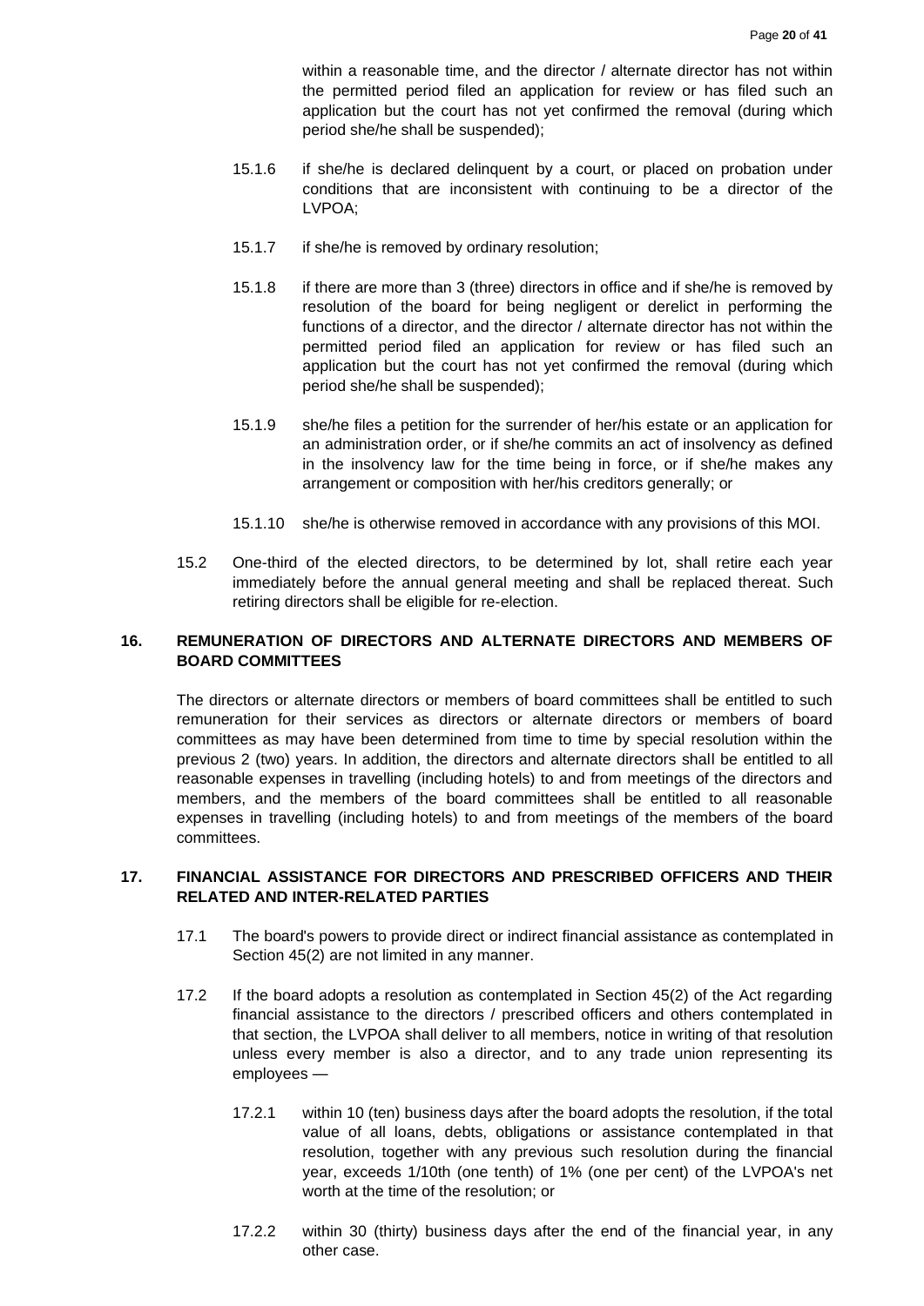within a reasonable time, and the director / alternate director has not within the permitted period filed an application for review or has filed such an application but the court has not yet confirmed the removal (during which period she/he shall be suspended);

15.1.6 if she/he is declared delinquent by a court, or placed on probation under conditions that are inconsistent with continuing to be a director of the LVPOA;

15.1.7 if she/he is removed by ordinary resolution;

15.1.8 if there are more than 3 (three) directors in office and if she/he is removed by resolution of the board for being negligent or derelict in performing the functions of a director, and the director / alternate director has not within the permitted period filed an application for review or has filed such an application but the court has not yet confirmed the removal (during which period she/he shall be suspended);

15.1.9 she/he files a petition for the surrender of her/his estate or an application for an administration order, or if she/he commits an act of insolvency as defined in the insolvency law for the time being in force, or if she/he makes any arrangement or composition with her/his creditors generally; or

15.1.10 she/he is otherwise removed in accordance with any provisions of this MOI.

15.2 One-third of the elected directors, to be determined by lot, shall retire each year immediately before the annual general meeting and shall be replaced thereat. Such retiring directors shall be eligible for re-election.

## 16. REMUNERATION OF DIRECTORS AND ALTERNATE DIRECTORS AND MEMBERS OF BOARD COMMITTEES

The directors or alternate directors or members of board committees shall be entitled to such remuneration for their services as directors or alternate directors or members of board committees as may have been determined from time to time by special resolution within the previous 2 (two) years. In addition, the directors and alternate directors shall be entitled to all reasonable expenses in travelling (including hotels) to and from meetings of the directors and members, and the members of the board committees shall be entitled to all reasonable expenses in travelling (including hotels) to and from meetings of the members of the board committees.

## 17. FINANCIAL ASSISTANCE FOR DIRECTORS AND PRESCRIBED OFFICERS AND THEIR RELATED AND INTER-RELATED PARTIES

17.1 The board's powers to provide direct or indirect financial assistance as contemplated in Section 45(2) are not limited in any manner.

17.2 If the board adopts a resolution as contemplated in Section 45(2) of the Act regarding financial assistance to the directors / prescribed officers and others contemplated in that section, the LVPOA shall deliver to all members, notice in writing of that resolution unless every member is also a director, and to any trade union representing its employees —

17.2.1 within 10 (ten) business days after the board adopts the resolution, if the total value of all loans, debts, obligations or assistance contemplated in that resolution, together with any previous such resolution during the financial year, exceeds 1/10th (one tenth) of 1% (one per cent) of the LVPOA's net worth at the time of the resolution; or

17.2.2 within 30 (thirty) business days after the end of the financial year, in any other case.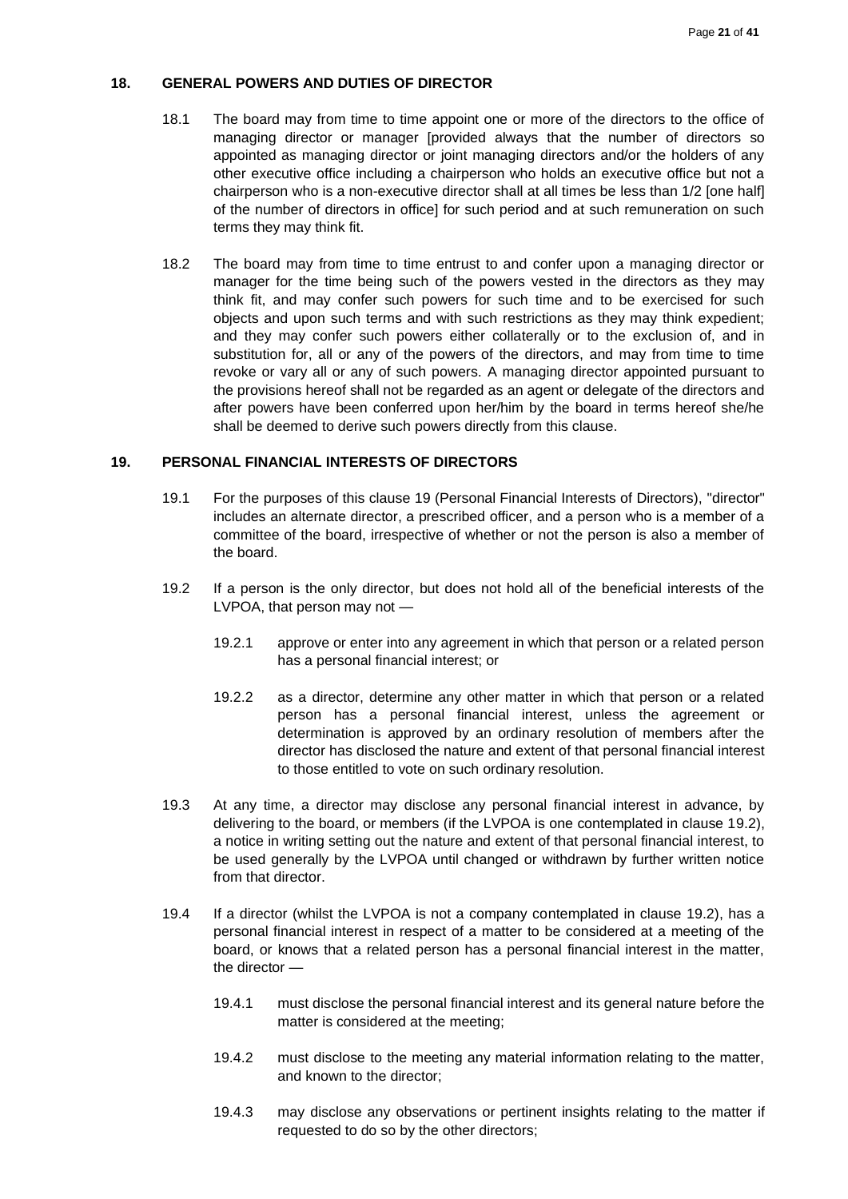## 18. GENERAL POWERS AND DUTIES OF DIRECTOR

18.1 The board may from time to time appoint one or more of the directors to the office of managing director or manager [provided always that the number of directors so appointed as managing director or joint managing directors and/or the holders of any other executive office including a chairperson who holds an executive office but not a chairperson who is a non-executive director shall at all times be less than 1/2 [one half] of the number of directors in office] for such period and at such remuneration on such terms they may think fit.

18.2 The board may from time to time entrust to and confer upon a managing director or manager for the time being such of the powers vested in the directors as they may think fit, and may confer such powers for such time and to be exercised for such objects and upon such terms and with such restrictions as they may think expedient; and they may confer such powers either collaterally or to the exclusion of, and in substitution for, all or any of the powers of the directors, and may from time to time revoke or vary all or any of such powers. A managing director appointed pursuant to the provisions hereof shall not be regarded as an agent or delegate of the directors and after powers have been conferred upon her/him by the board in terms hereof she/he shall be deemed to derive such powers directly from this clause.

## 19. PERSONAL FINANCIAL INTERESTS OF DIRECTORS

19.1 For the purposes of this clause 19 (Personal Financial Interests of Directors), "director" includes an alternate director, a prescribed officer, and a person who is a member of a committee of the board, irrespective of whether or not the person is also a member of the board.

19.2 If a person is the only director, but does not hold all of the beneficial interests of the LVPOA, that person may not —

19.2.1 approve or enter into any agreement in which that person or a related person has a personal financial interest; or

19.2.2 as a director, determine any other matter in which that person or a related person has a personal financial interest, unless the agreement or determination is approved by an ordinary resolution of members after the director has disclosed the nature and extent of that personal financial interest to those entitled to vote on such ordinary resolution.

19.3 At any time, a director may disclose any personal financial interest in advance, by delivering to the board, or members (if the LVPOA is one contemplated in clause 19.2), a notice in writing setting out the nature and extent of that personal financial interest, to be used generally by the LVPOA until changed or withdrawn by further written notice from that director.

19.4 If a director (whilst the LVPOA is not a company contemplated in clause 19.2), has a personal financial interest in respect of a matter to be considered at a meeting of the board, or knows that a related person has a personal financial interest in the matter, the director —

19.4.1 must disclose the personal financial interest and its general nature before the matter is considered at the meeting;

19.4.2 must disclose to the meeting any material information relating to the matter, and known to the director;

19.4.3 may disclose any observations or pertinent insights relating to the matter if requested to do so by the other directors;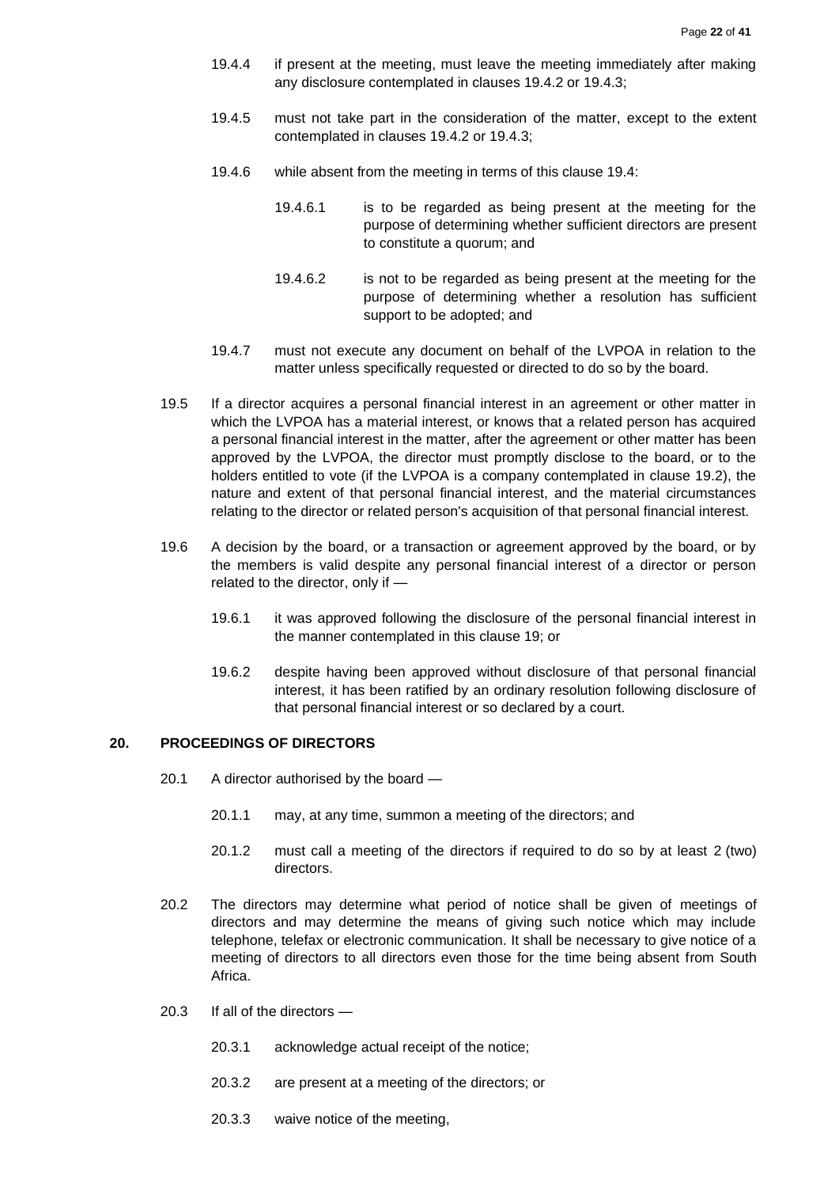19.4.4 if present at the meeting, must leave the meeting immediately after making any disclosure contemplated in clauses 19.4.2 or 19.4.3;

19.4.5 must not take part in the consideration of the matter, except to the extent contemplated in clauses 19.4.2 or 19.4.3;

19.4.6 while absent from the meeting in terms of this clause 19.4:

19.4.6.1 is to be regarded as being present at the meeting for the purpose of determining whether sufficient directors are present to constitute a quorum; and

19.4.6.2 is not to be regarded as being present at the meeting for the purpose of determining whether a resolution has sufficient support to be adopted; and

19.4.7 must not execute any document on behalf of the LVPOA in relation to the matter unless specifically requested or directed to do so by the board.

19.5 If a director acquires a personal financial interest in an agreement or other matter in which the LVPOA has a material interest, or knows that a related person has acquired a personal financial interest in the matter, after the agreement or other matter has been approved by the LVPOA, the director must promptly disclose to the board, or to the holders entitled to vote (if the LVPOA is a company contemplated in clause 19.2), the nature and extent of that personal financial interest, and the material circumstances relating to the director or related person's acquisition of that personal financial interest.

19.6 A decision by the board, or a transaction or agreement approved by the board, or by the members is valid despite any personal financial interest of a director or person related to the director, only if —

19.6.1 it was approved following the disclosure of the personal financial interest in the manner contemplated in this clause 19; or

19.6.2 despite having been approved without disclosure of that personal financial interest, it has been ratified by an ordinary resolution following disclosure of that personal financial interest or so declared by a court.

## 20. PROCEEDINGS OF DIRECTORS

20.1 A director authorised by the board —

20.1.1 may, at any time, summon a meeting of the directors; and

20.1.2 must call a meeting of the directors if required to do so by at least 2 (two) directors.

20.2 The directors may determine what period of notice shall be given of meetings of directors and may determine the means of giving such notice which may include telephone, telefax or electronic communication. It shall be necessary to give notice of a meeting of directors to all directors even those for the time being absent from South Africa.

20.3 If all of the directors —

20.3.1 acknowledge actual receipt of the notice;

20.3.2 are present at a meeting of the directors; or

20.3.3 waive notice of the meeting,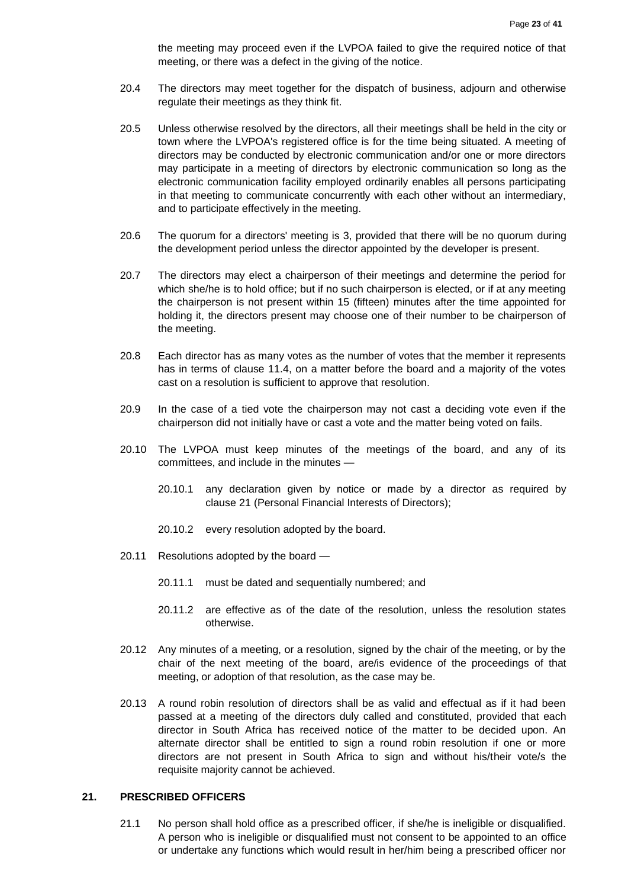the meeting may proceed even if the LVPOA failed to give the required notice of that meeting, or there was a defect in the giving of the notice.

20.4 The directors may meet together for the dispatch of business, adjourn and otherwise regulate their meetings as they think fit.

20.5 Unless otherwise resolved by the directors, all their meetings shall be held in the city or town where the LVPOA's registered office is for the time being situated. A meeting of directors may be conducted by electronic communication and/or one or more directors may participate in a meeting of directors by electronic communication so long as the electronic communication facility employed ordinarily enables all persons participating in that meeting to communicate concurrently with each other without an intermediary, and to participate effectively in the meeting.

20.6 The quorum for a directors' meeting is 3, provided that there will be no quorum during the development period unless the director appointed by the developer is present.

20.7 The directors may elect a chairperson of their meetings and determine the period for which she/he is to hold office; but if no such chairperson is elected, or if at any meeting the chairperson is not present within 15 (fifteen) minutes after the time appointed for holding it, the directors present may choose one of their number to be chairperson of the meeting.

20.8 Each director has as many votes as the number of votes that the member it represents has in terms of clause 11.4, on a matter before the board and a majority of the votes cast on a resolution is sufficient to approve that resolution.

20.9 In the case of a tied vote the chairperson may not cast a deciding vote even if the chairperson did not initially have or cast a vote and the matter being voted on fails.

20.10 The LVPOA must keep minutes of the meetings of the board, and any of its committees, and include in the minutes —

20.10.1 any declaration given by notice or made by a director as required by clause 21 (Personal Financial Interests of Directors);

20.10.2 every resolution adopted by the board.

20.11 Resolutions adopted by the board —

20.11.1 must be dated and sequentially numbered; and

20.11.2 are effective as of the date of the resolution, unless the resolution states otherwise.

20.12 Any minutes of a meeting, or a resolution, signed by the chair of the meeting, or by the chair of the next meeting of the board, are/is evidence of the proceedings of that meeting, or adoption of that resolution, as the case may be.

20.13 A round robin resolution of directors shall be as valid and effectual as if it had been passed at a meeting of the directors duly called and constituted, provided that each director in South Africa has received notice of the matter to be decided upon. An alternate director shall be entitled to sign a round robin resolution if one or more directors are not present in South Africa to sign and without his/their vote/s the requisite majority cannot be achieved.

## 21. PRESCRIBED OFFICERS

21.1 No person shall hold office as a prescribed officer, if she/he is ineligible or disqualified. A person who is ineligible or disqualified must not consent to be appointed to an office or undertake any functions which would result in her/him being a prescribed officer nor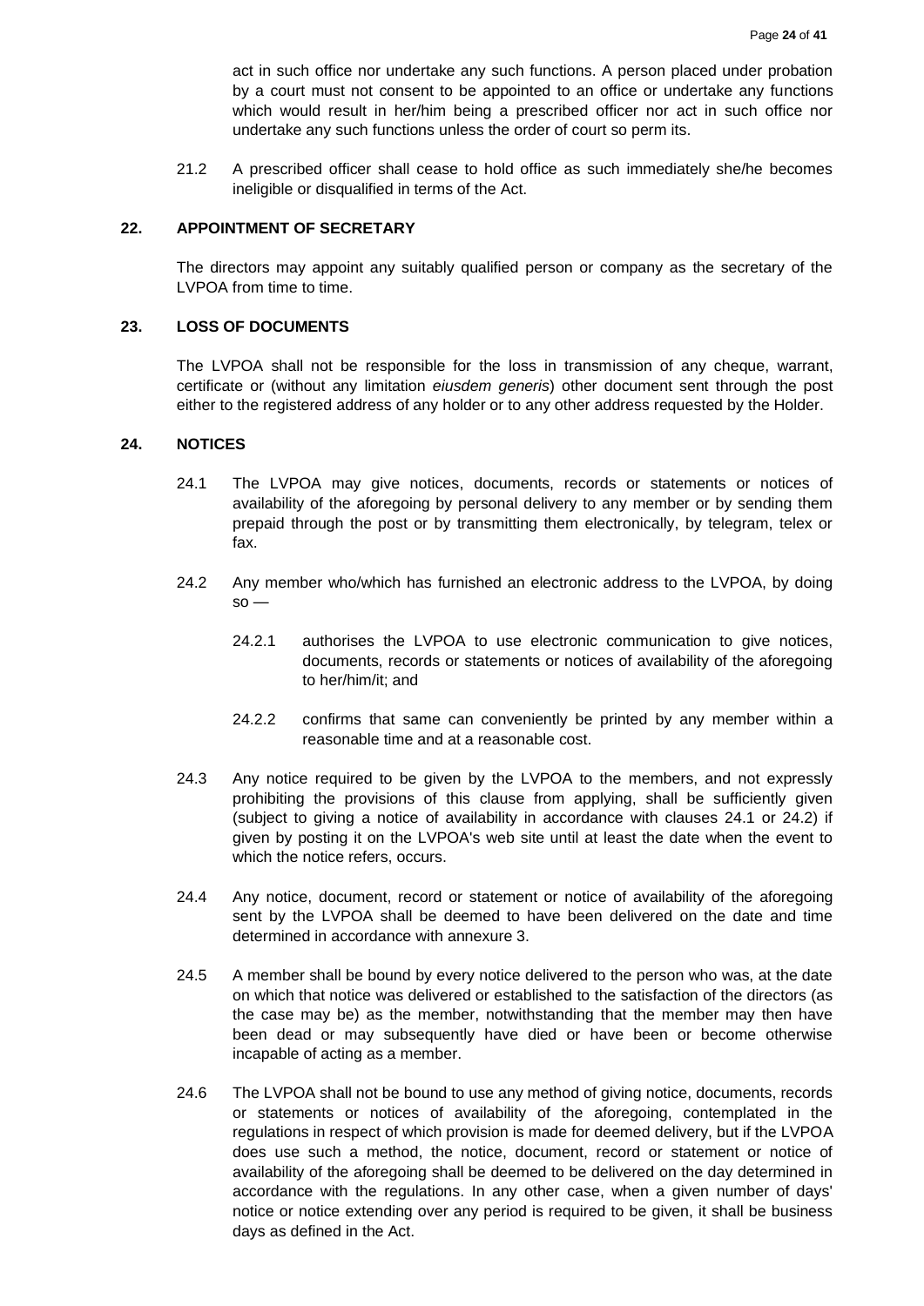act in such office nor undertake any such functions. A person placed under probation by a court must not consent to be appointed to an office or undertake any functions which would result in her/him being a prescribed officer nor act in such office nor undertake any such functions unless the order of court so perm its.

21.2 A prescribed officer shall cease to hold office as such immediately she/he becomes ineligible or disqualified in terms of the Act.

## 22. APPOINTMENT OF SECRETARY

The directors may appoint any suitably qualified person or company as the secretary of the LVPOA from time to time.

## 23. LOSS OF DOCUMENTS

The LVPOA shall not be responsible for the loss in transmission of any cheque, warrant, certificate or (without any limitation *eiusdem generis*) other document sent through the post either to the registered address of any holder or to any other address requested by the Holder.

## 24. NOTICES

24.1 The LVPOA may give notices, documents, records or statements or notices of availability of the aforegoing by personal delivery to any member or by sending them prepaid through the post or by transmitting them electronically, by telegram, telex or fax.

24.2 Any member who/which has furnished an electronic address to the LVPOA, by doing so —

24.2.1 authorises the LVPOA to use electronic communication to give notices, documents, records or statements or notices of availability of the aforegoing to her/him/it; and

24.2.2 confirms that same can conveniently be printed by any member within a reasonable time and at a reasonable cost.

24.3 Any notice required to be given by the LVPOA to the members, and not expressly prohibiting the provisions of this clause from applying, shall be sufficiently given (subject to giving a notice of availability in accordance with clauses 24.1 or 24.2) if given by posting it on the LVPOA's web site until at least the date when the event to which the notice refers, occurs.

24.4 Any notice, document, record or statement or notice of availability of the aforegoing sent by the LVPOA shall be deemed to have been delivered on the date and time determined in accordance with annexure 3.

24.5 A member shall be bound by every notice delivered to the person who was, at the date on which that notice was delivered or established to the satisfaction of the directors (as the case may be) as the member, notwithstanding that the member may then have been dead or may subsequently have died or have been or become otherwise incapable of acting as a member.

24.6 The LVPOA shall not be bound to use any method of giving notice, documents, records or statements or notices of availability of the aforegoing, contemplated in the regulations in respect of which provision is made for deemed delivery, but if the LVPOA does use such a method, the notice, document, record or statement or notice of availability of the aforegoing shall be deemed to be delivered on the day determined in accordance with the regulations. In any other case, when a given number of days' notice or notice extending over any period is required to be given, it shall be business days as defined in the Act.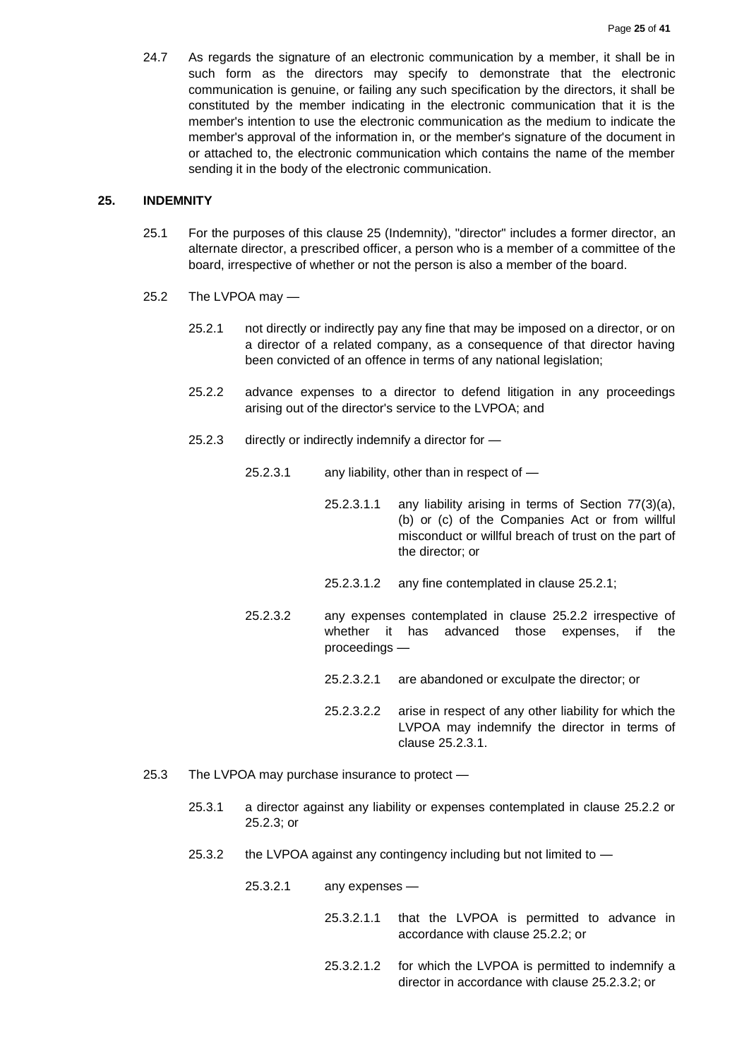24.7 As regards the signature of an electronic communication by a member, it shall be in such form as the directors may specify to demonstrate that the electronic communication is genuine, or failing any such specification by the directors, it shall be constituted by the member indicating in the electronic communication that it is the member's intention to use the electronic communication as the medium to indicate the member's approval of the information in, or the member's signature of the document in or attached to, the electronic communication which contains the name of the member sending it in the body of the electronic communication.

## 25. INDEMNITY

25.1 For the purposes of this clause 25 (Indemnity), "director" includes a former director, an alternate director, a prescribed officer, a person who is a member of a committee of the board, irrespective of whether or not the person is also a member of the board.

25.2 The LVPOA may —

25.2.1 not directly or indirectly pay any fine that may be imposed on a director, or on a director of a related company, as a consequence of that director having been convicted of an offence in terms of any national legislation;

25.2.2 advance expenses to a director to defend litigation in any proceedings arising out of the director's service to the LVPOA; and

25.2.3 directly or indirectly indemnify a director for —

25.2.3.1 any liability, other than in respect of —

25.2.3.1.1 any liability arising in terms of Section 77(3)(a), (b) or (c) of the Companies Act or from willful misconduct or willful breach of trust on the part of the director; or

25.2.3.1.2 any fine contemplated in clause 25.2.1;

25.2.3.2 any expenses contemplated in clause 25.2.2 irrespective of whether it has advanced those expenses, if the proceedings —

25.2.3.2.1 are abandoned or exculpate the director; or

25.2.3.2.2 arise in respect of any other liability for which the LVPOA may indemnify the director in terms of clause 25.2.3.1.

25.3 The LVPOA may purchase insurance to protect —

25.3.1 a director against any liability or expenses contemplated in clause 25.2.2 or 25.2.3; or

25.3.2 the LVPOA against any contingency including but not limited to —

25.3.2.1 any expenses —

25.3.2.1.1 that the LVPOA is permitted to advance in accordance with clause 25.2.2; or

25.3.2.1.2 for which the LVPOA is permitted to indemnify a director in accordance with clause 25.2.3.2; or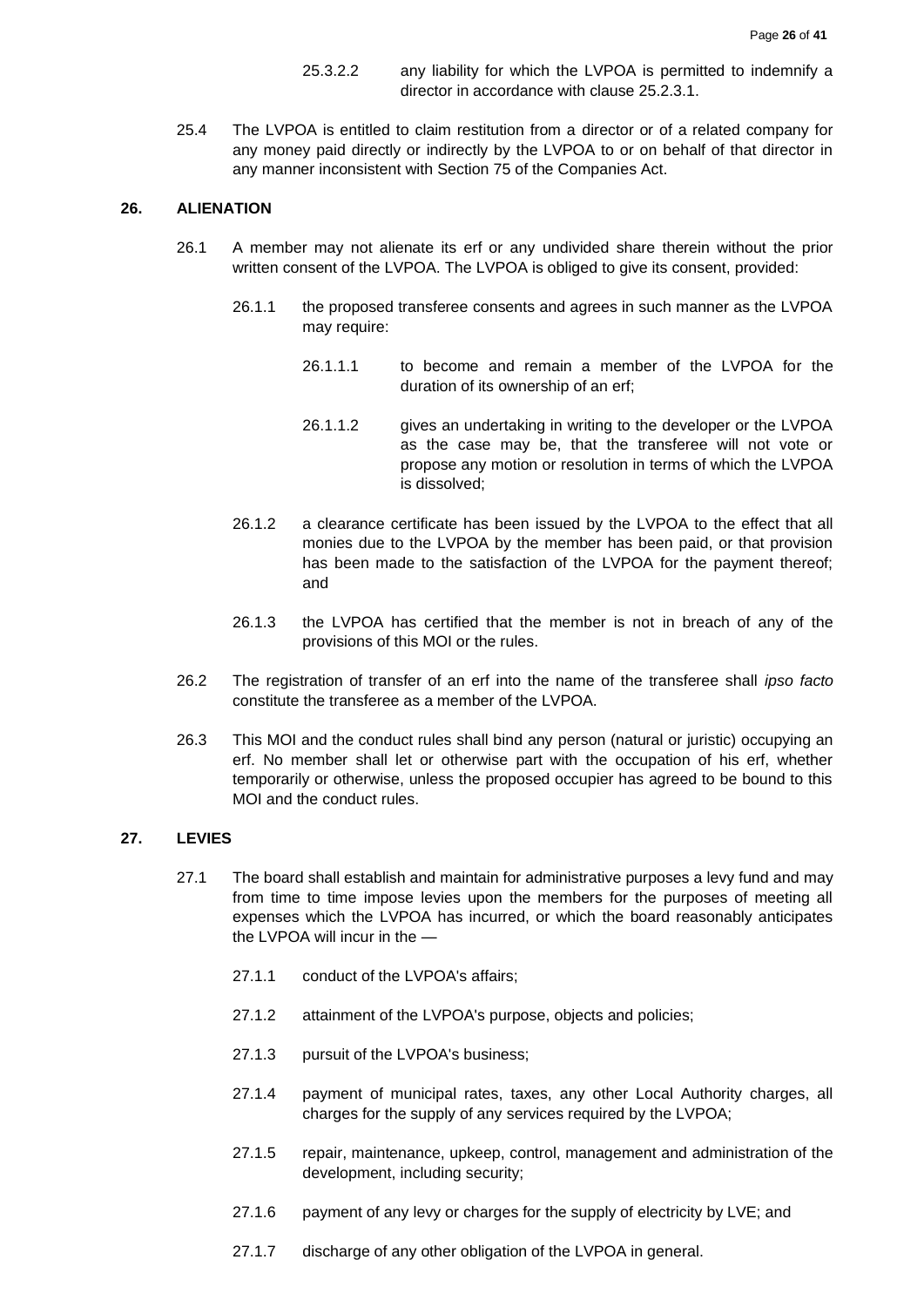25.3.2.2 any liability for which the LVPOA is permitted to indemnify a director in accordance with clause 25.2.3.1.

25.4 The LVPOA is entitled to claim restitution from a director or of a related company for any money paid directly or indirectly by the LVPOA to or on behalf of that director in any manner inconsistent with Section 75 of the Companies Act.

## 26. ALIENATION

26.1 A member may not alienate its erf or any undivided share therein without the prior written consent of the LVPOA. The LVPOA is obliged to give its consent, provided:

26.1.1 the proposed transferee consents and agrees in such manner as the LVPOA may require:

26.1.1.1 to become and remain a member of the LVPOA for the duration of its ownership of an erf;

26.1.1.2 gives an undertaking in writing to the developer or the LVPOA as the case may be, that the transferee will not vote or propose any motion or resolution in terms of which the LVPOA is dissolved;

26.1.2 a clearance certificate has been issued by the LVPOA to the effect that all monies due to the LVPOA by the member has been paid, or that provision has been made to the satisfaction of the LVPOA for the payment thereof; and

26.1.3 the LVPOA has certified that the member is not in breach of any of the provisions of this MOI or the rules.

26.2 The registration of transfer of an erf into the name of the transferee shall *ipso facto* constitute the transferee as a member of the LVPOA.

26.3 This MOI and the conduct rules shall bind any person (natural or juristic) occupying an erf. No member shall let or otherwise part with the occupation of his erf, whether temporarily or otherwise, unless the proposed occupier has agreed to be bound to this MOI and the conduct rules.

## 27. LEVIES

27.1 The board shall establish and maintain for administrative purposes a levy fund and may from time to time impose levies upon the members for the purposes of meeting all expenses which the LVPOA has incurred, or which the board reasonably anticipates the LVPOA will incur in the —

27.1.1 conduct of the LVPOA's affairs;

27.1.2 attainment of the LVPOA's purpose, objects and policies;

27.1.3 pursuit of the LVPOA's business;

27.1.4 payment of municipal rates, taxes, any other Local Authority charges, all charges for the supply of any services required by the LVPOA;

27.1.5 repair, maintenance, upkeep, control, management and administration of the development, including security;

27.1.6 payment of any levy or charges for the supply of electricity by LVE; and

27.1.7 discharge of any other obligation of the LVPOA in general.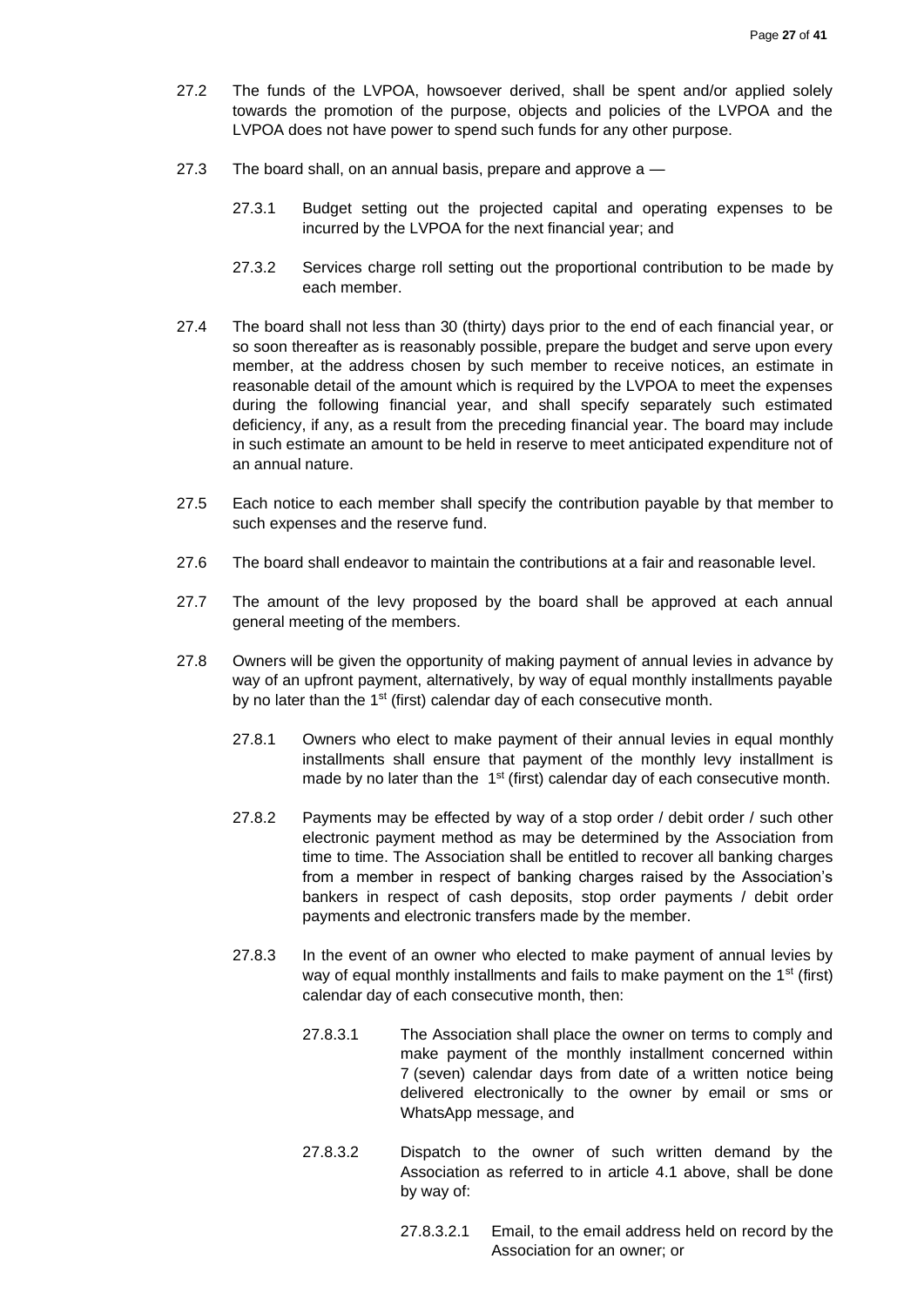27.2 The funds of the LVPOA, howsoever derived, shall be spent and/or applied solely towards the promotion of the purpose, objects and policies of the LVPOA and the LVPOA does not have power to spend such funds for any other purpose.

27.3 The board shall, on an annual basis, prepare and approve a —

27.3.1 Budget setting out the projected capital and operating expenses to be incurred by the LVPOA for the next financial year; and

27.3.2 Services charge roll setting out the proportional contribution to be made by each member.

27.4 The board shall not less than 30 (thirty) days prior to the end of each financial year, or so soon thereafter as is reasonably possible, prepare the budget and serve upon every member, at the address chosen by such member to receive notices, an estimate in reasonable detail of the amount which is required by the LVPOA to meet the expenses during the following financial year, and shall specify separately such estimated deficiency, if any, as a result from the preceding financial year. The board may include in such estimate an amount to be held in reserve to meet anticipated expenditure not of an annual nature.

27.5 Each notice to each member shall specify the contribution payable by that member to such expenses and the reserve fund.

27.6 The board shall endeavor to maintain the contributions at a fair and reasonable level.

27.7 The amount of the levy proposed by the board shall be approved at each annual general meeting of the members.

27.8 Owners will be given the opportunity of making payment of annual levies in advance by way of an upfront payment, alternatively, by way of equal monthly installments payable by no later than the 1st (first) calendar day of each consecutive month.

27.8.1 Owners who elect to make payment of their annual levies in equal monthly installments shall ensure that payment of the monthly levy installment is made by no later than the 1st (first) calendar day of each consecutive month.

27.8.2 Payments may be effected by way of a stop order / debit order / such other electronic payment method as may be determined by the Association from time to time. The Association shall be entitled to recover all banking charges from a member in respect of banking charges raised by the Association's bankers in respect of cash deposits, stop order payments / debit order payments and electronic transfers made by the member.

27.8.3 In the event of an owner who elected to make payment of annual levies by way of equal monthly installments and fails to make payment on the 1st (first) calendar day of each consecutive month, then:

27.8.3.1 The Association shall place the owner on terms to comply and make payment of the monthly installment concerned within 7 (seven) calendar days from date of a written notice being delivered electronically to the owner by email or sms or WhatsApp message, and

27.8.3.2 Dispatch to the owner of such written demand by the Association as referred to in article 4.1 above, shall be done by way of:

27.8.3.2.1 Email, to the email address held on record by the Association for an owner; or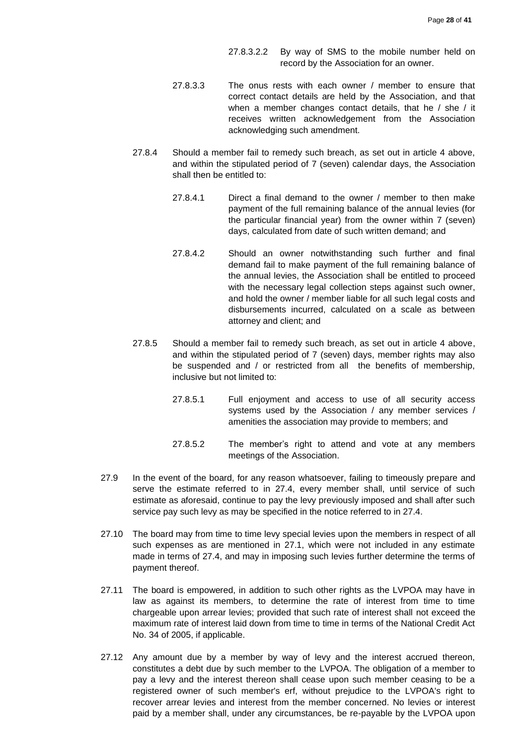27.8.3.2.2 By way of SMS to the mobile number held on record by the Association for an owner.

27.8.3.3 The onus rests with each owner / member to ensure that correct contact details are held by the Association, and that when a member changes contact details, that he / she / it receives written acknowledgement from the Association acknowledging such amendment.

27.8.4 Should a member fail to remedy such breach, as set out in article 4 above, and within the stipulated period of 7 (seven) calendar days, the Association shall then be entitled to:

27.8.4.1 Direct a final demand to the owner / member to then make payment of the full remaining balance of the annual levies (for the particular financial year) from the owner within 7 (seven) days, calculated from date of such written demand; and

27.8.4.2 Should an owner notwithstanding such further and final demand fail to make payment of the full remaining balance of the annual levies, the Association shall be entitled to proceed with the necessary legal collection steps against such owner, and hold the owner / member liable for all such legal costs and disbursements incurred, calculated on a scale as between attorney and client; and

27.8.5 Should a member fail to remedy such breach, as set out in article 4 above, and within the stipulated period of 7 (seven) days, member rights may also be suspended and / or restricted from all the benefits of membership, inclusive but not limited to:

27.8.5.1 Full enjoyment and access to use of all security access systems used by the Association / any member services / amenities the association may provide to members; and

27.8.5.2 The member's right to attend and vote at any members meetings of the Association.

27.9 In the event of the board, for any reason whatsoever, failing to timeously prepare and serve the estimate referred to in 27.4, every member shall, until service of such estimate as aforesaid, continue to pay the levy previously imposed and shall after such service pay such levy as may be specified in the notice referred to in 27.4.

27.10 The board may from time to time levy special levies upon the members in respect of all such expenses as are mentioned in 27.1, which were not included in any estimate made in terms of 27.4, and may in imposing such levies further determine the terms of payment thereof.

27.11 The board is empowered, in addition to such other rights as the LVPOA may have in law as against its members, to determine the rate of interest from time to time chargeable upon arrear levies; provided that such rate of interest shall not exceed the maximum rate of interest laid down from time to time in terms of the National Credit Act No. 34 of 2005, if applicable.

27.12 Any amount due by a member by way of levy and the interest accrued thereon, constitutes a debt due by such member to the LVPOA. The obligation of a member to pay a levy and the interest thereon shall cease upon such member ceasing to be a registered owner of such member's erf, without prejudice to the LVPOA's right to recover arrear levies and interest from the member concerned. No levies or interest paid by a member shall, under any circumstances, be re-payable by the LVPOA upon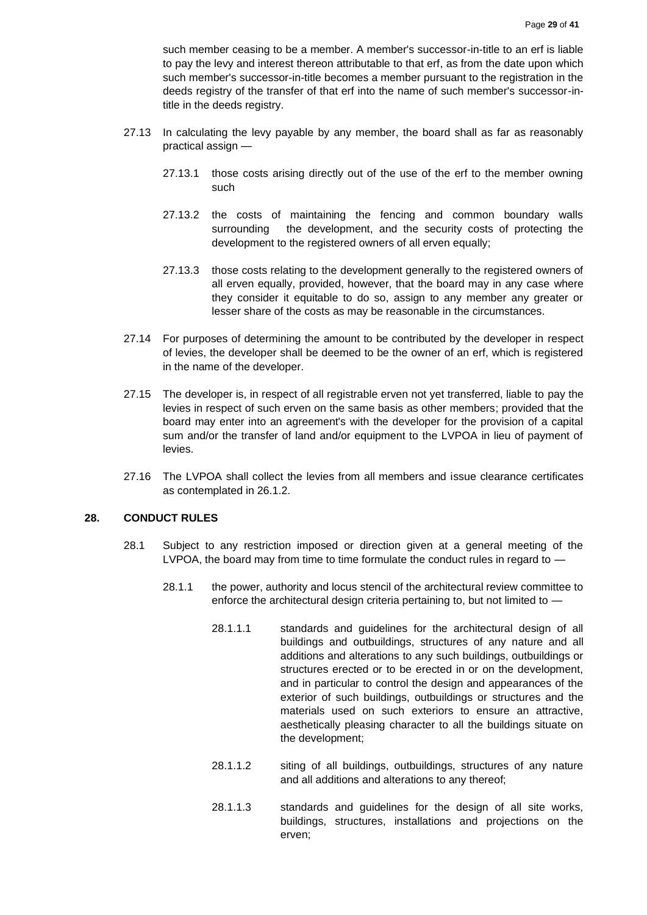such member ceasing to be a member. A member's successor-in-title to an erf is liable to pay the levy and interest thereon attributable to that erf, as from the date upon which such member's successor-in-title becomes a member pursuant to the registration in the deeds registry of the transfer of that erf into the name of such member's successor-in-title in the deeds registry.

27.13 In calculating the levy payable by any member, the board shall as far as reasonably practical assign —

27.13.1 those costs arising directly out of the use of the erf to the member owning such

27.13.2 the costs of maintaining the fencing and common boundary walls surrounding the development, and the security costs of protecting the development to the registered owners of all erven equally;

27.13.3 those costs relating to the development generally to the registered owners of all erven equally, provided, however, that the board may in any case where they consider it equitable to do so, assign to any member any greater or lesser share of the costs as may be reasonable in the circumstances.

27.14 For purposes of determining the amount to be contributed by the developer in respect of levies, the developer shall be deemed to be the owner of an erf, which is registered in the name of the developer.

27.15 The developer is, in respect of all registrable erven not yet transferred, liable to pay the levies in respect of such erven on the same basis as other members; provided that the board may enter into an agreement's with the developer for the provision of a capital sum and/or the transfer of land and/or equipment to the LVPOA in lieu of payment of levies.

27.16 The LVPOA shall collect the levies from all members and issue clearance certificates as contemplated in 26.1.2.

## 28. CONDUCT RULES

28.1 Subject to any restriction imposed or direction given at a general meeting of the LVPOA, the board may from time to time formulate the conduct rules in regard to —

28.1.1 the power, authority and locus stencil of the architectural review committee to enforce the architectural design criteria pertaining to, but not limited to —

28.1.1.1 standards and guidelines for the architectural design of all buildings and outbuildings, structures of any nature and all additions and alterations to any such buildings, outbuildings or structures erected or to be erected in or on the development, and in particular to control the design and appearances of the exterior of such buildings, outbuildings or structures and the materials used on such exteriors to ensure an attractive, aesthetically pleasing character to all the buildings situate on the development;

28.1.1.2 siting of all buildings, outbuildings, structures of any nature and all additions and alterations to any thereof;

28.1.1.3 standards and guidelines for the design of all site works, buildings, structures, installations and projections on the erven;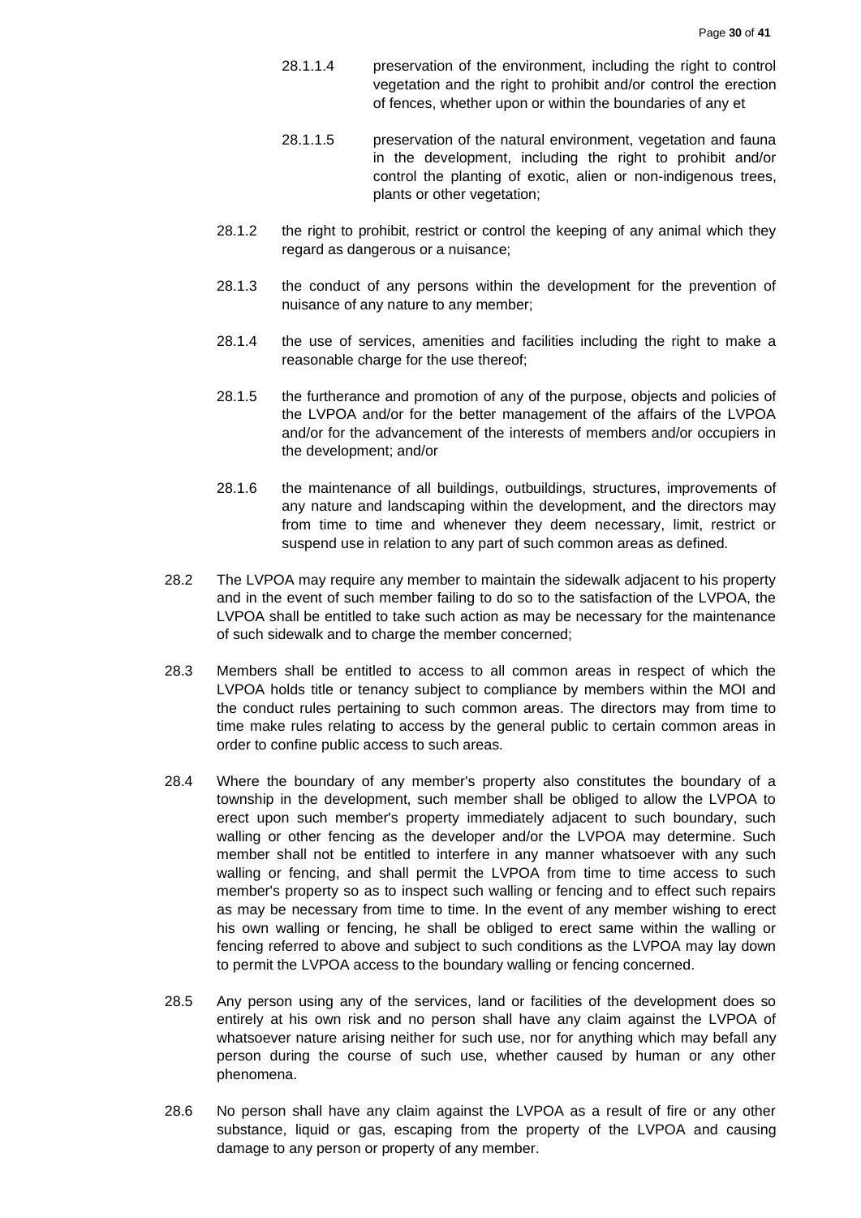28.1.1.4 preservation of the environment, including the right to control vegetation and the right to prohibit and/or control the erection of fences, whether upon or within the boundaries of any et

28.1.1.5 preservation of the natural environment, vegetation and fauna in the development, including the right to prohibit and/or control the planting of exotic, alien or non-indigenous trees, plants or other vegetation;

28.1.2 the right to prohibit, restrict or control the keeping of any animal which they regard as dangerous or a nuisance;

28.1.3 the conduct of any persons within the development for the prevention of nuisance of any nature to any member;

28.1.4 the use of services, amenities and facilities including the right to make a reasonable charge for the use thereof;

28.1.5 the furtherance and promotion of any of the purpose, objects and policies of the LVPOA and/or for the better management of the affairs of the LVPOA and/or for the advancement of the interests of members and/or occupiers in the development; and/or

28.1.6 the maintenance of all buildings, outbuildings, structures, improvements of any nature and landscaping within the development, and the directors may from time to time and whenever they deem necessary, limit, restrict or suspend use in relation to any part of such common areas as defined.

28.2 The LVPOA may require any member to maintain the sidewalk adjacent to his property and in the event of such member failing to do so to the satisfaction of the LVPOA, the LVPOA shall be entitled to take such action as may be necessary for the maintenance of such sidewalk and to charge the member concerned;

28.3 Members shall be entitled to access to all common areas in respect of which the LVPOA holds title or tenancy subject to compliance by members within the MOI and the conduct rules pertaining to such common areas. The directors may from time to time make rules relating to access by the general public to certain common areas in order to confine public access to such areas.

28.4 Where the boundary of any member's property also constitutes the boundary of a township in the development, such member shall be obliged to allow the LVPOA to erect upon such member's property immediately adjacent to such boundary, such walling or other fencing as the developer and/or the LVPOA may determine. Such member shall not be entitled to interfere in any manner whatsoever with any such walling or fencing, and shall permit the LVPOA from time to time access to such member's property so as to inspect such walling or fencing and to effect such repairs as may be necessary from time to time. In the event of any member wishing to erect his own walling or fencing, he shall be obliged to erect same within the walling or fencing referred to above and subject to such conditions as the LVPOA may lay down to permit the LVPOA access to the boundary walling or fencing concerned.

28.5 Any person using any of the services, land or facilities of the development does so entirely at his own risk and no person shall have any claim against the LVPOA of whatsoever nature arising neither for such use, nor for anything which may befall any person during the course of such use, whether caused by human or any other phenomena.

28.6 No person shall have any claim against the LVPOA as a result of fire or any other substance, liquid or gas, escaping from the property of the LVPOA and causing damage to any person or property of any member.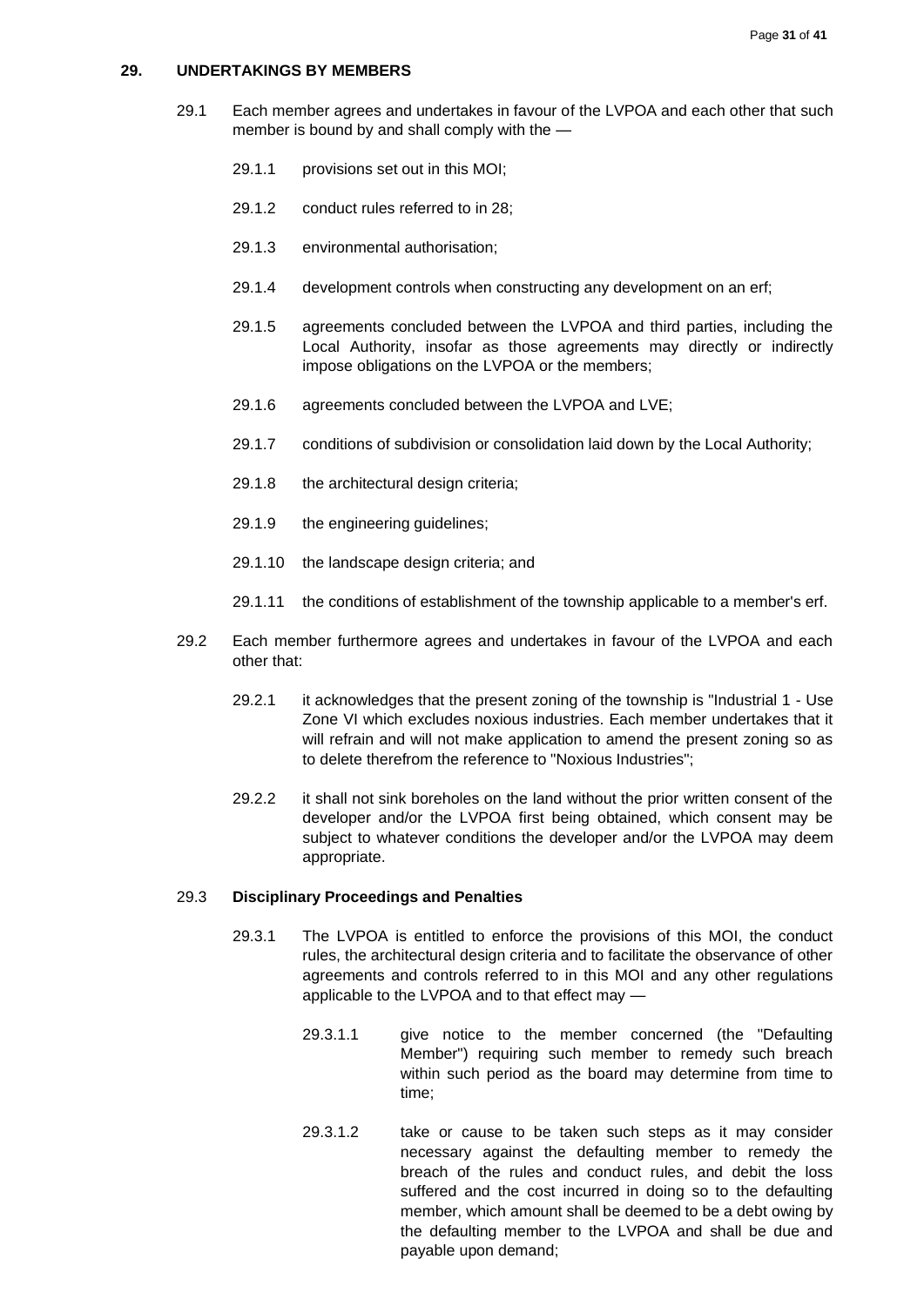## 29. UNDERTAKINGS BY MEMBERS

29.1 Each member agrees and undertakes in favour of the LVPOA and each other that such member is bound by and shall comply with the —

29.1.1 provisions set out in this MOI;

29.1.2 conduct rules referred to in 28;

29.1.3 environmental authorisation;

29.1.4 development controls when constructing any development on an erf;

29.1.5 agreements concluded between the LVPOA and third parties, including the Local Authority, insofar as those agreements may directly or indirectly impose obligations on the LVPOA or the members;

29.1.6 agreements concluded between the LVPOA and LVE;

29.1.7 conditions of subdivision or consolidation laid down by the Local Authority;

29.1.8 the architectural design criteria;

29.1.9 the engineering guidelines;

29.1.10 the landscape design criteria; and

29.1.11 the conditions of establishment of the township applicable to a member's erf.

29.2 Each member furthermore agrees and undertakes in favour of the LVPOA and each other that:

29.2.1 it acknowledges that the present zoning of the township is "Industrial 1 - Use Zone VI which excludes noxious industries. Each member undertakes that it will refrain and will not make application to amend the present zoning so as to delete therefrom the reference to "Noxious Industries";

29.2.2 it shall not sink boreholes on the land without the prior written consent of the developer and/or the LVPOA first being obtained, which consent may be subject to whatever conditions the developer and/or the LVPOA may deem appropriate.

29.3 **Disciplinary Proceedings and Penalties**

29.3.1 The LVPOA is entitled to enforce the provisions of this MOI, the conduct rules, the architectural design criteria and to facilitate the observance of other agreements and controls referred to in this MOI and any other regulations applicable to the LVPOA and to that effect may —

29.3.1.1 give notice to the member concerned (the "Defaulting Member") requiring such member to remedy such breach within such period as the board may determine from time to time;

29.3.1.2 take or cause to be taken such steps as it may consider necessary against the defaulting member to remedy the breach of the rules and conduct rules, and debit the loss suffered and the cost incurred in doing so to the defaulting member, which amount shall be deemed to be a debt owing by the defaulting member to the LVPOA and shall be due and payable upon demand;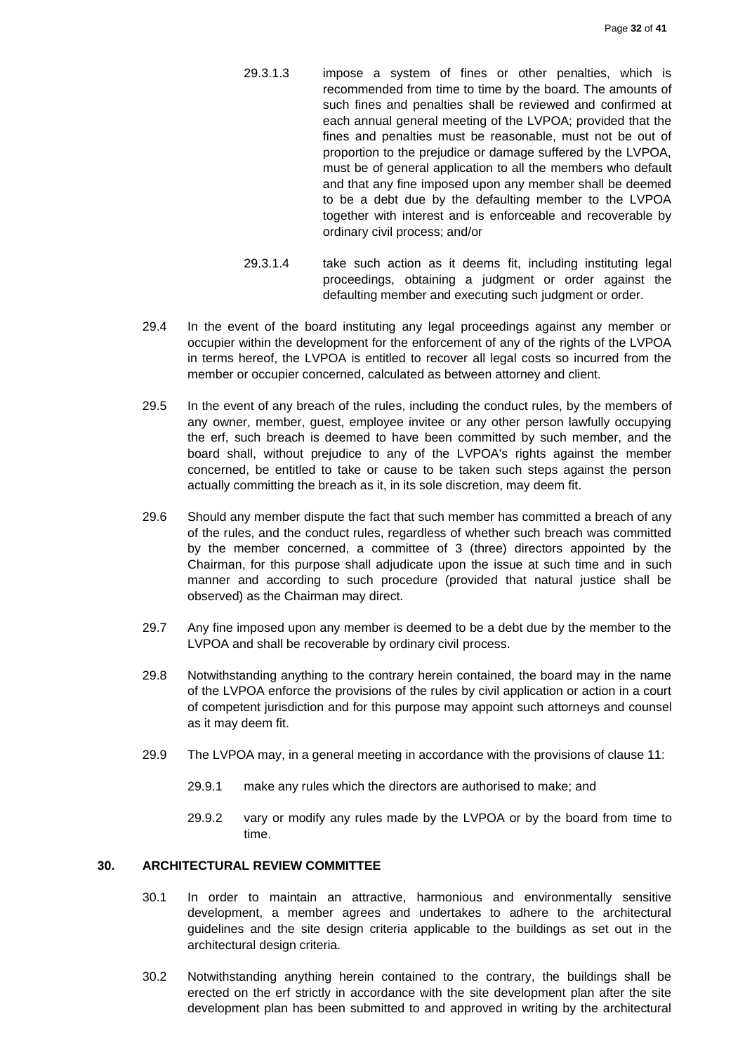29.3.1.3 impose a system of fines or other penalties, which is recommended from time to time by the board. The amounts of such fines and penalties shall be reviewed and confirmed at each annual general meeting of the LVPOA; provided that the fines and penalties must be reasonable, must not be out of proportion to the prejudice or damage suffered by the LVPOA, must be of general application to all the members who default and that any fine imposed upon any member shall be deemed to be a debt due by the defaulting member to the LVPOA together with interest and is enforceable and recoverable by ordinary civil process; and/or

29.3.1.4 take such action as it deems fit, including instituting legal proceedings, obtaining a judgment or order against the defaulting member and executing such judgment or order.

29.4 In the event of the board instituting any legal proceedings against any member or occupier within the development for the enforcement of any of the rights of the LVPOA in terms hereof, the LVPOA is entitled to recover all legal costs so incurred from the member or occupier concerned, calculated as between attorney and client.

29.5 In the event of any breach of the rules, including the conduct rules, by the members of any owner, member, guest, employee invitee or any other person lawfully occupying the erf, such breach is deemed to have been committed by such member, and the board shall, without prejudice to any of the LVPOA's rights against the member concerned, be entitled to take or cause to be taken such steps against the person actually committing the breach as it, in its sole discretion, may deem fit.

29.6 Should any member dispute the fact that such member has committed a breach of any of the rules, and the conduct rules, regardless of whether such breach was committed by the member concerned, a committee of 3 (three) directors appointed by the Chairman, for this purpose shall adjudicate upon the issue at such time and in such manner and according to such procedure (provided that natural justice shall be observed) as the Chairman may direct.

29.7 Any fine imposed upon any member is deemed to be a debt due by the member to the LVPOA and shall be recoverable by ordinary civil process.

29.8 Notwithstanding anything to the contrary herein contained, the board may in the name of the LVPOA enforce the provisions of the rules by civil application or action in a court of competent jurisdiction and for this purpose may appoint such attorneys and counsel as it may deem fit.

29.9 The LVPOA may, in a general meeting in accordance with the provisions of clause 11:

29.9.1 make any rules which the directors are authorised to make; and

29.9.2 vary or modify any rules made by the LVPOA or by the board from time to time.

## 30. ARCHITECTURAL REVIEW COMMITTEE

30.1 In order to maintain an attractive, harmonious and environmentally sensitive development, a member agrees and undertakes to adhere to the architectural guidelines and the site design criteria applicable to the buildings as set out in the architectural design criteria.

30.2 Notwithstanding anything herein contained to the contrary, the buildings shall be erected on the erf strictly in accordance with the site development plan after the site development plan has been submitted to and approved in writing by the architectural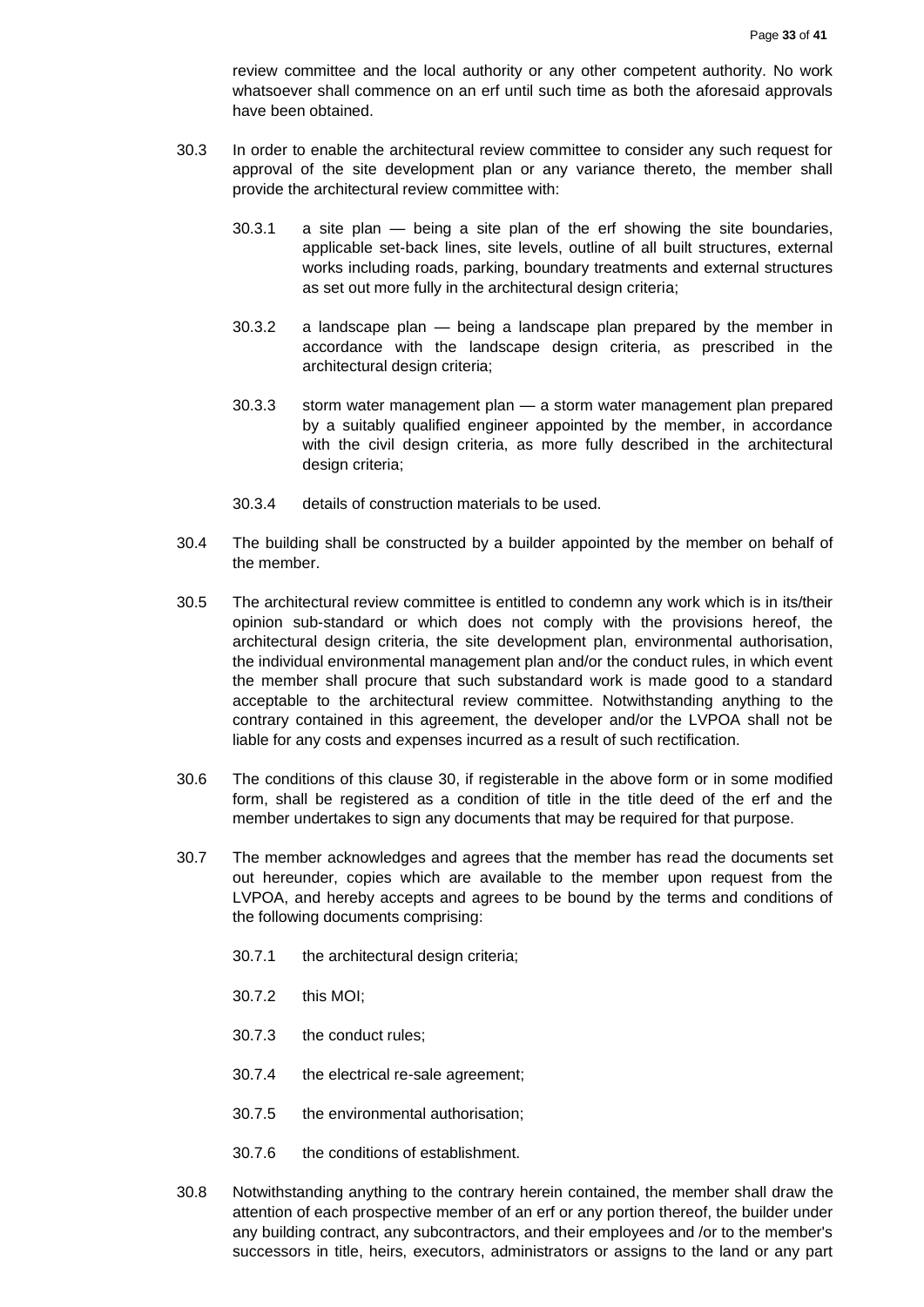review committee and the local authority or any other competent authority. No work whatsoever shall commence on an erf until such time as both the aforesaid approvals have been obtained.

30.3 In order to enable the architectural review committee to consider any such request for approval of the site development plan or any variance thereto, the member shall provide the architectural review committee with:

30.3.1 a site plan — being a site plan of the erf showing the site boundaries, applicable set-back lines, site levels, outline of all built structures, external works including roads, parking, boundary treatments and external structures as set out more fully in the architectural design criteria;

30.3.2 a landscape plan — being a landscape plan prepared by the member in accordance with the landscape design criteria, as prescribed in the architectural design criteria;

30.3.3 storm water management plan — a storm water management plan prepared by a suitably qualified engineer appointed by the member, in accordance with the civil design criteria, as more fully described in the architectural design criteria;

30.3.4 details of construction materials to be used.

30.4 The building shall be constructed by a builder appointed by the member on behalf of the member.

30.5 The architectural review committee is entitled to condemn any work which is in its/their opinion sub-standard or which does not comply with the provisions hereof, the architectural design criteria, the site development plan, environmental authorisation, the individual environmental management plan and/or the conduct rules, in which event the member shall procure that such substandard work is made good to a standard acceptable to the architectural review committee. Notwithstanding anything to the contrary contained in this agreement, the developer and/or the LVPOA shall not be liable for any costs and expenses incurred as a result of such rectification.

30.6 The conditions of this clause 30, if registerable in the above form or in some modified form, shall be registered as a condition of title in the title deed of the erf and the member undertakes to sign any documents that may be required for that purpose.

30.7 The member acknowledges and agrees that the member has read the documents set out hereunder, copies which are available to the member upon request from the LVPOA, and hereby accepts and agrees to be bound by the terms and conditions of the following documents comprising:

30.7.1 the architectural design criteria;

30.7.2 this MOI;

30.7.3 the conduct rules;

30.7.4 the electrical re-sale agreement;

30.7.5 the environmental authorisation;

30.7.6 the conditions of establishment.

30.8 Notwithstanding anything to the contrary herein contained, the member shall draw the attention of each prospective member of an erf or any portion thereof, the builder under any building contract, any subcontractors, and their employees and /or to the member's successors in title, heirs, executors, administrators or assigns to the land or any part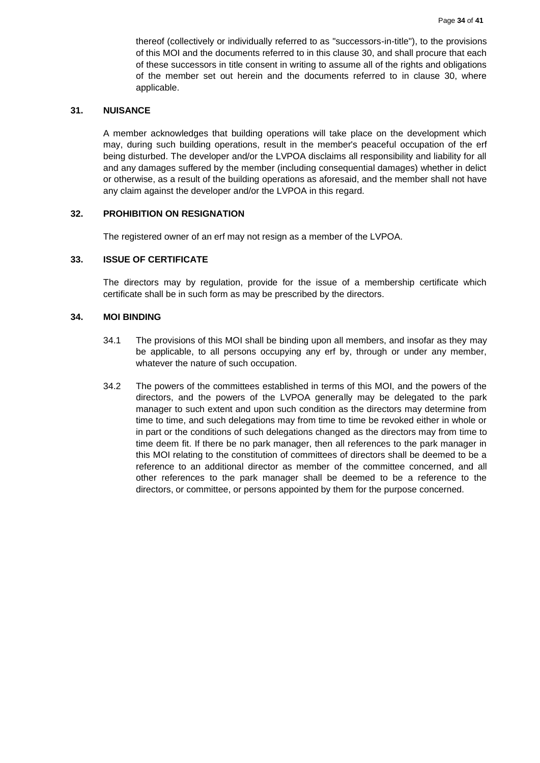thereof (collectively or individually referred to as "successors-in-title"), to the provisions of this MOI and the documents referred to in this clause 30, and shall procure that each of these successors in title consent in writing to assume all of the rights and obligations of the member set out herein and the documents referred to in clause 30, where applicable.

## 31. NUISANCE

A member acknowledges that building operations will take place on the development which may, during such building operations, result in the member's peaceful occupation of the erf being disturbed. The developer and/or the LVPOA disclaims all responsibility and liability for all and any damages suffered by the member (including consequential damages) whether in delict or otherwise, as a result of the building operations as aforesaid, and the member shall not have any claim against the developer and/or the LVPOA in this regard.

## 32. PROHIBITION ON RESIGNATION

The registered owner of an erf may not resign as a member of the LVPOA.

## 33. ISSUE OF CERTIFICATE

The directors may by regulation, provide for the issue of a membership certificate which certificate shall be in such form as may be prescribed by the directors.

## 34. MOI BINDING

34.1 The provisions of this MOI shall be binding upon all members, and insofar as they may be applicable, to all persons occupying any erf by, through or under any member, whatever the nature of such occupation.

34.2 The powers of the committees established in terms of this MOI, and the powers of the directors, and the powers of the LVPOA generally may be delegated to the park manager to such extent and upon such condition as the directors may determine from time to time, and such delegations may from time to time be revoked either in whole or in part or the conditions of such delegations changed as the directors may from time to time deem fit. If there be no park manager, then all references to the park manager in this MOI relating to the constitution of committees of directors shall be deemed to be a reference to an additional director as member of the committee concerned, and all other references to the park manager shall be deemed to be a reference to the directors, or committee, or persons appointed by them for the purpose concerned.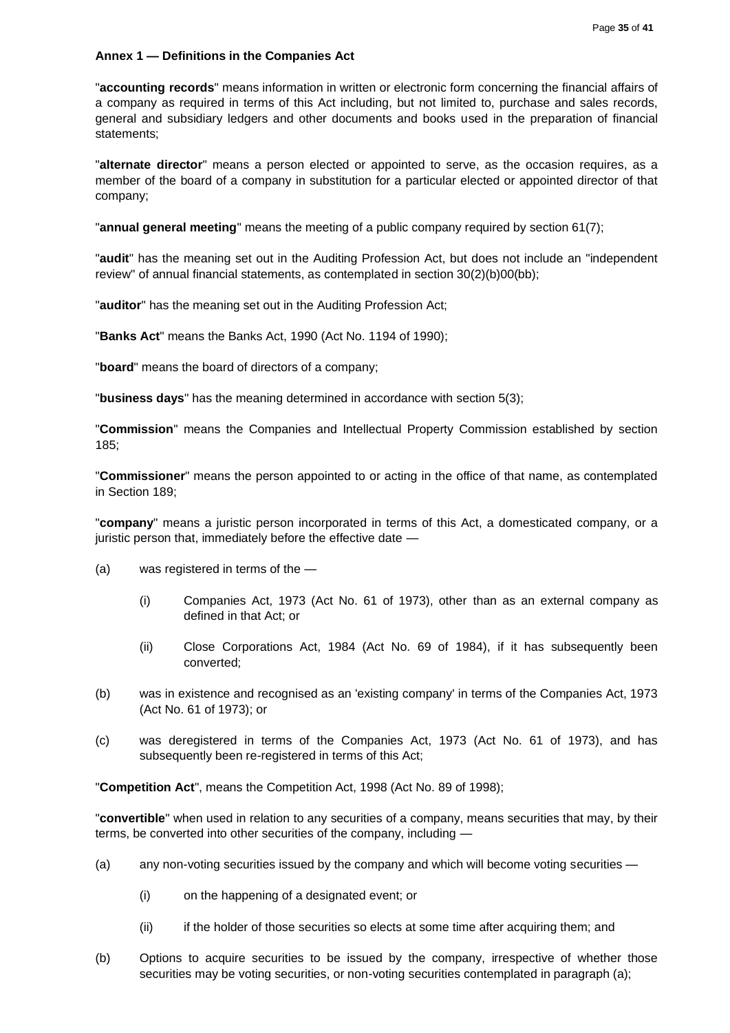**Annex 1 — Definitions in the Companies Act**

"**accounting records**" means information in written or electronic form concerning the financial affairs of a company as required in terms of this Act including, but not limited to, purchase and sales records, general and subsidiary ledgers and other documents and books used in the preparation of financial statements;

"**alternate director**" means a person elected or appointed to serve, as the occasion requires, as a member of the board of a company in substitution for a particular elected or appointed director of that company;

"**annual general meeting**" means the meeting of a public company required by section 61(7);

"**audit**" has the meaning set out in the Auditing Profession Act, but does not include an "independent review" of annual financial statements, as contemplated in section 30(2)(b)00(bb);

"**auditor**" has the meaning set out in the Auditing Profession Act;

"**Banks Act**" means the Banks Act, 1990 (Act No. 1194 of 1990);

"**board**" means the board of directors of a company;

"**business days**" has the meaning determined in accordance with section 5(3);

"**Commission**" means the Companies and Intellectual Property Commission established by section 185;

"**Commissioner**" means the person appointed to or acting in the office of that name, as contemplated in Section 189;

"**company**" means a juristic person incorporated in terms of this Act, a domesticated company, or a juristic person that, immediately before the effective date —

(a) was registered in terms of the —

  (i) Companies Act, 1973 (Act No. 61 of 1973), other than as an external company as defined in that Act; or

  (ii) Close Corporations Act, 1984 (Act No. 69 of 1984), if it has subsequently been converted;

(b) was in existence and recognised as an 'existing company' in terms of the Companies Act, 1973 (Act No. 61 of 1973); or

(c) was deregistered in terms of the Companies Act, 1973 (Act No. 61 of 1973), and has subsequently been re-registered in terms of this Act;

"**Competition Act**", means the Competition Act, 1998 (Act No. 89 of 1998);

"**convertible**" when used in relation to any securities of a company, means securities that may, by their terms, be converted into other securities of the company, including —

(a) any non-voting securities issued by the company and which will become voting securities —

  (i) on the happening of a designated event; or

  (ii) if the holder of those securities so elects at some time after acquiring them; and

(b) Options to acquire securities to be issued by the company, irrespective of whether those securities may be voting securities, or non-voting securities contemplated in paragraph (a);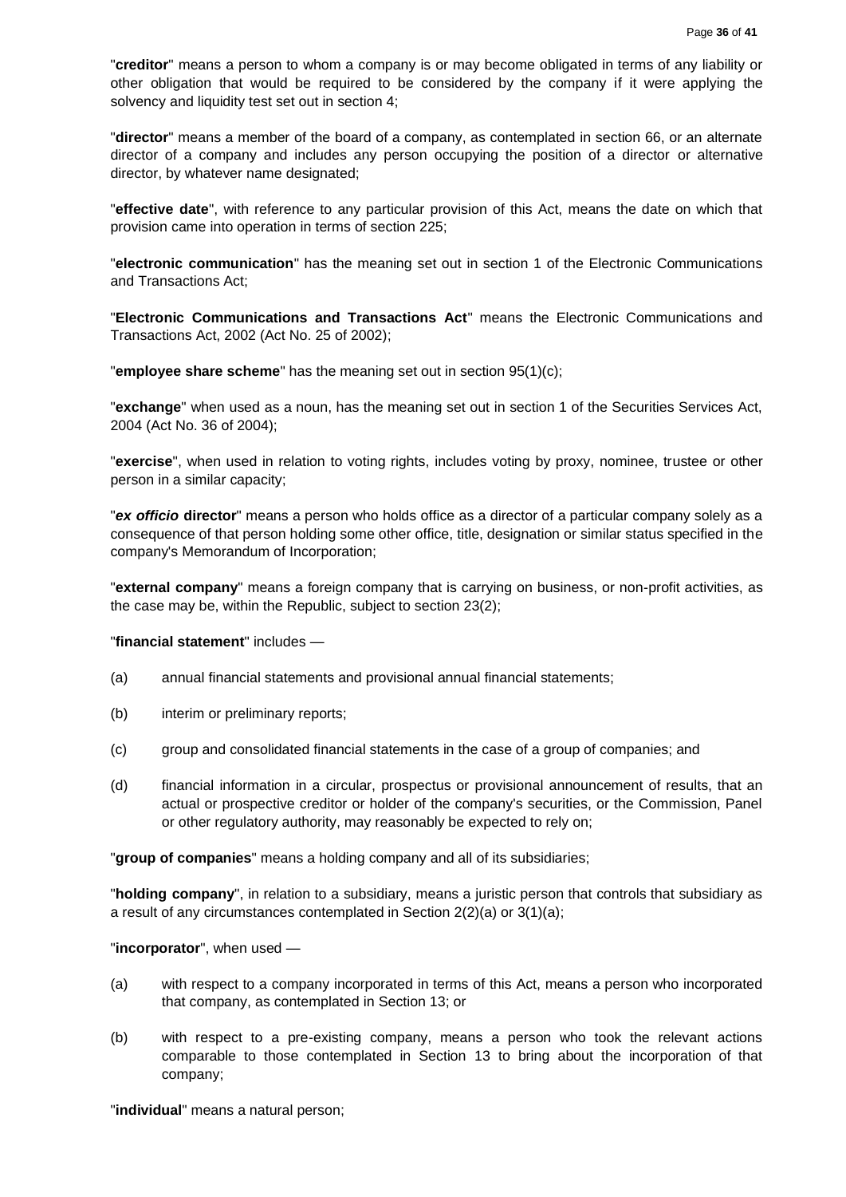"**creditor**" means a person to whom a company is or may become obligated in terms of any liability or other obligation that would be required to be considered by the company if it were applying the solvency and liquidity test set out in section 4;

"**director**" means a member of the board of a company, as contemplated in section 66, or an alternate director of a company and includes any person occupying the position of a director or alternative director, by whatever name designated;

"**effective date**", with reference to any particular provision of this Act, means the date on which that provision came into operation in terms of section 225;

"**electronic communication**" has the meaning set out in section 1 of the Electronic Communications and Transactions Act;

"**Electronic Communications and Transactions Act**" means the Electronic Communications and Transactions Act, 2002 (Act No. 25 of 2002);

"**employee share scheme**" has the meaning set out in section 95(1)(c);

"**exchange**" when used as a noun, has the meaning set out in section 1 of the Securities Services Act, 2004 (Act No. 36 of 2004);

"**exercise**", when used in relation to voting rights, includes voting by proxy, nominee, trustee or other person in a similar capacity;

"***ex officio*** **director**" means a person who holds office as a director of a particular company solely as a consequence of that person holding some other office, title, designation or similar status specified in the company's Memorandum of Incorporation;

"**external company**" means a foreign company that is carrying on business, or non-profit activities, as the case may be, within the Republic, subject to section 23(2);

"**financial statement**" includes —

(a) annual financial statements and provisional annual financial statements;

(b) interim or preliminary reports;

(c) group and consolidated financial statements in the case of a group of companies; and

(d) financial information in a circular, prospectus or provisional announcement of results, that an actual or prospective creditor or holder of the company's securities, or the Commission, Panel or other regulatory authority, may reasonably be expected to rely on;

"**group of companies**" means a holding company and all of its subsidiaries;

"**holding company**", in relation to a subsidiary, means a juristic person that controls that subsidiary as a result of any circumstances contemplated in Section 2(2)(a) or 3(1)(a);

"**incorporator**", when used —

(a) with respect to a company incorporated in terms of this Act, means a person who incorporated that company, as contemplated in Section 13; or

(b) with respect to a pre-existing company, means a person who took the relevant actions comparable to those contemplated in Section 13 to bring about the incorporation of that company;

"**individual**" means a natural person;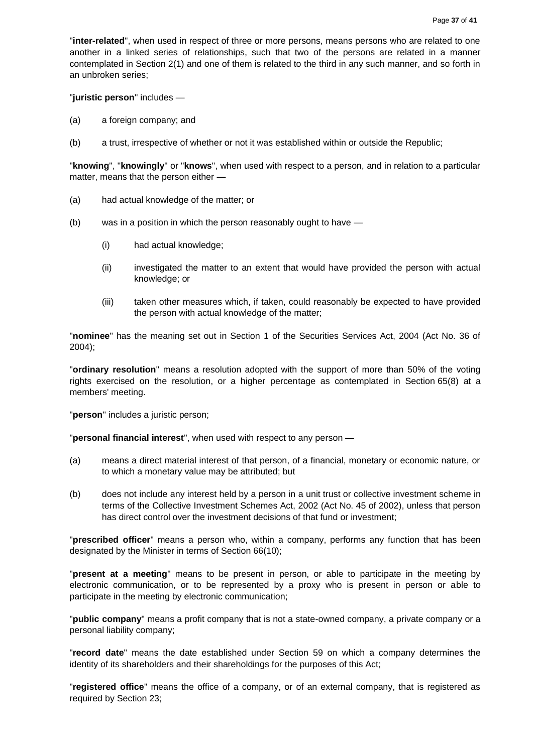"**inter-related**", when used in respect of three or more persons, means persons who are related to one another in a linked series of relationships, such that two of the persons are related in a manner contemplated in Section 2(1) and one of them is related to the third in any such manner, and so forth in an unbroken series;

"**juristic person**" includes —

(a) a foreign company; and

(b) a trust, irrespective of whether or not it was established within or outside the Republic;

"**knowing**", "**knowingly**" or "**knows**", when used with respect to a person, and in relation to a particular matter, means that the person either —

(a) had actual knowledge of the matter; or

(b) was in a position in which the person reasonably ought to have —

   (i) had actual knowledge;

   (ii) investigated the matter to an extent that would have provided the person with actual knowledge; or

   (iii) taken other measures which, if taken, could reasonably be expected to have provided the person with actual knowledge of the matter;

"**nominee**" has the meaning set out in Section 1 of the Securities Services Act, 2004 (Act No. 36 of 2004);

"**ordinary resolution**" means a resolution adopted with the support of more than 50% of the voting rights exercised on the resolution, or a higher percentage as contemplated in Section 65(8) at a members' meeting.

"**person**" includes a juristic person;

"**personal financial interest**", when used with respect to any person —

(a) means a direct material interest of that person, of a financial, monetary or economic nature, or to which a monetary value may be attributed; but

(b) does not include any interest held by a person in a unit trust or collective investment scheme in terms of the Collective Investment Schemes Act, 2002 (Act No. 45 of 2002), unless that person has direct control over the investment decisions of that fund or investment;

"**prescribed officer**" means a person who, within a company, performs any function that has been designated by the Minister in terms of Section 66(10);

"**present at a meeting**" means to be present in person, or able to participate in the meeting by electronic communication, or to be represented by a proxy who is present in person or able to participate in the meeting by electronic communication;

"**public company**" means a profit company that is not a state-owned company, a private company or a personal liability company;

"**record date**" means the date established under Section 59 on which a company determines the identity of its shareholders and their shareholdings for the purposes of this Act;

"**registered office**" means the office of a company, or of an external company, that is registered as required by Section 23;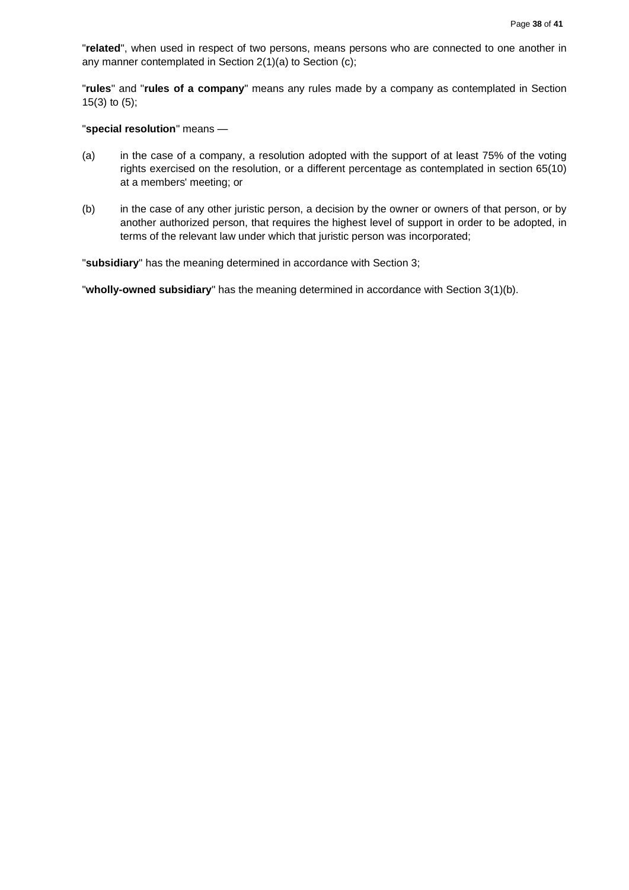"**related**", when used in respect of two persons, means persons who are connected to one another in any manner contemplated in Section 2(1)(a) to Section (c);

"**rules**" and "**rules of a company**" means any rules made by a company as contemplated in Section 15(3) to (5);

"**special resolution**" means —

(a) in the case of a company, a resolution adopted with the support of at least 75% of the voting rights exercised on the resolution, or a different percentage as contemplated in section 65(10) at a members' meeting; or

(b) in the case of any other juristic person, a decision by the owner or owners of that person, or by another authorized person, that requires the highest level of support in order to be adopted, in terms of the relevant law under which that juristic person was incorporated;

"**subsidiary**" has the meaning determined in accordance with Section 3;

"**wholly-owned subsidiary**" has the meaning determined in accordance with Section 3(1)(b).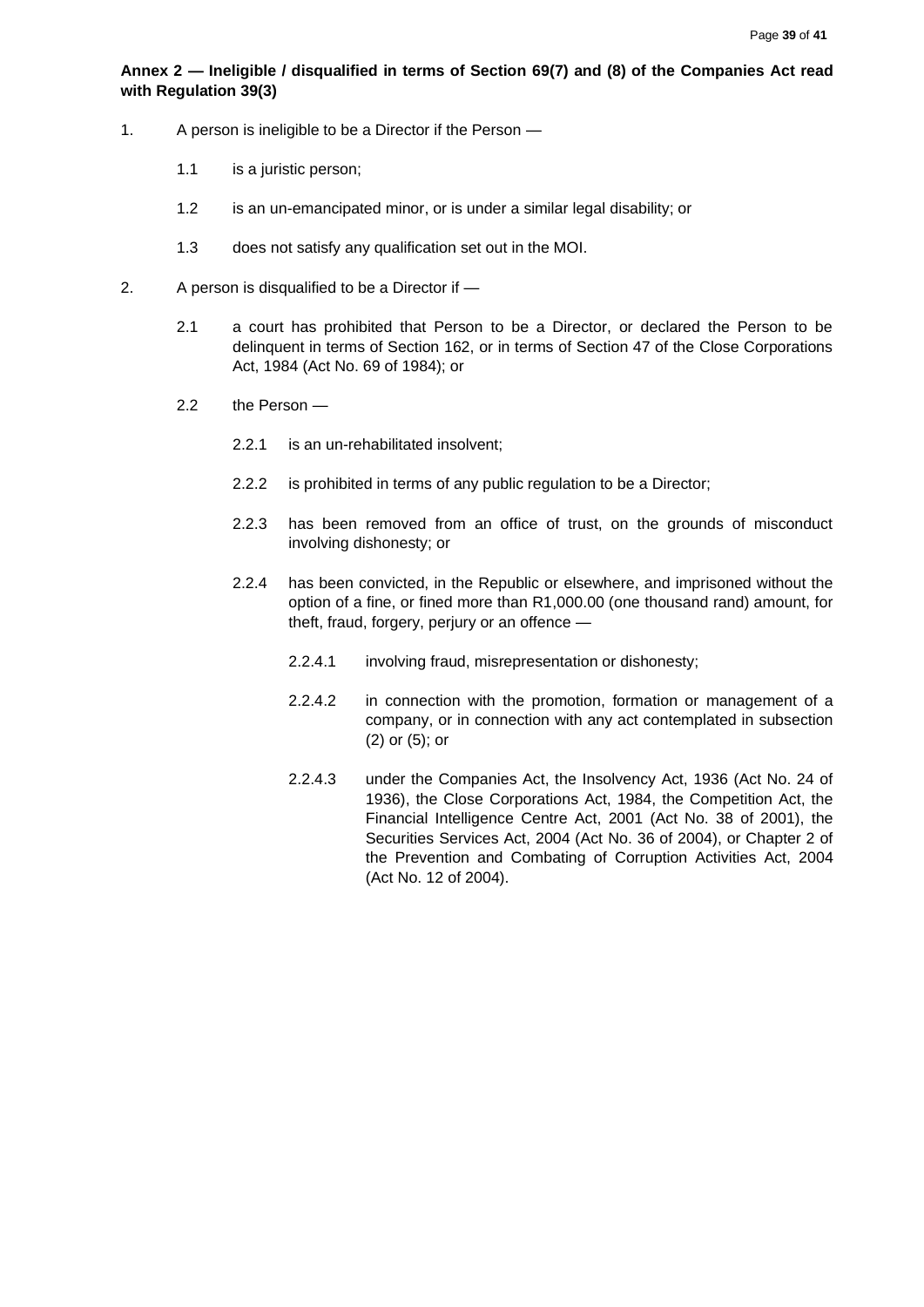**Annex 2 — Ineligible / disqualified in terms of Section 69(7) and (8) of the Companies Act read with Regulation 39(3)**

1. A person is ineligible to be a Director if the Person —

    1.1 is a juristic person;

    1.2 is an un-emancipated minor, or is under a similar legal disability; or

    1.3 does not satisfy any qualification set out in the MOI.

2. A person is disqualified to be a Director if —

    2.1 a court has prohibited that Person to be a Director, or declared the Person to be delinquent in terms of Section 162, or in terms of Section 47 of the Close Corporations Act, 1984 (Act No. 69 of 1984); or

    2.2 the Person —

        2.2.1 is an un-rehabilitated insolvent;

        2.2.2 is prohibited in terms of any public regulation to be a Director;

        2.2.3 has been removed from an office of trust, on the grounds of misconduct involving dishonesty; or

        2.2.4 has been convicted, in the Republic or elsewhere, and imprisoned without the option of a fine, or fined more than R1,000.00 (one thousand rand) amount, for theft, fraud, forgery, perjury or an offence —

            2.2.4.1 involving fraud, misrepresentation or dishonesty;

            2.2.4.2 in connection with the promotion, formation or management of a company, or in connection with any act contemplated in subsection (2) or (5); or

            2.2.4.3 under the Companies Act, the Insolvency Act, 1936 (Act No. 24 of 1936), the Close Corporations Act, 1984, the Competition Act, the Financial Intelligence Centre Act, 2001 (Act No. 38 of 2001), the Securities Services Act, 2004 (Act No. 36 of 2004), or Chapter 2 of the Prevention and Combating of Corruption Activities Act, 2004 (Act No. 12 of 2004).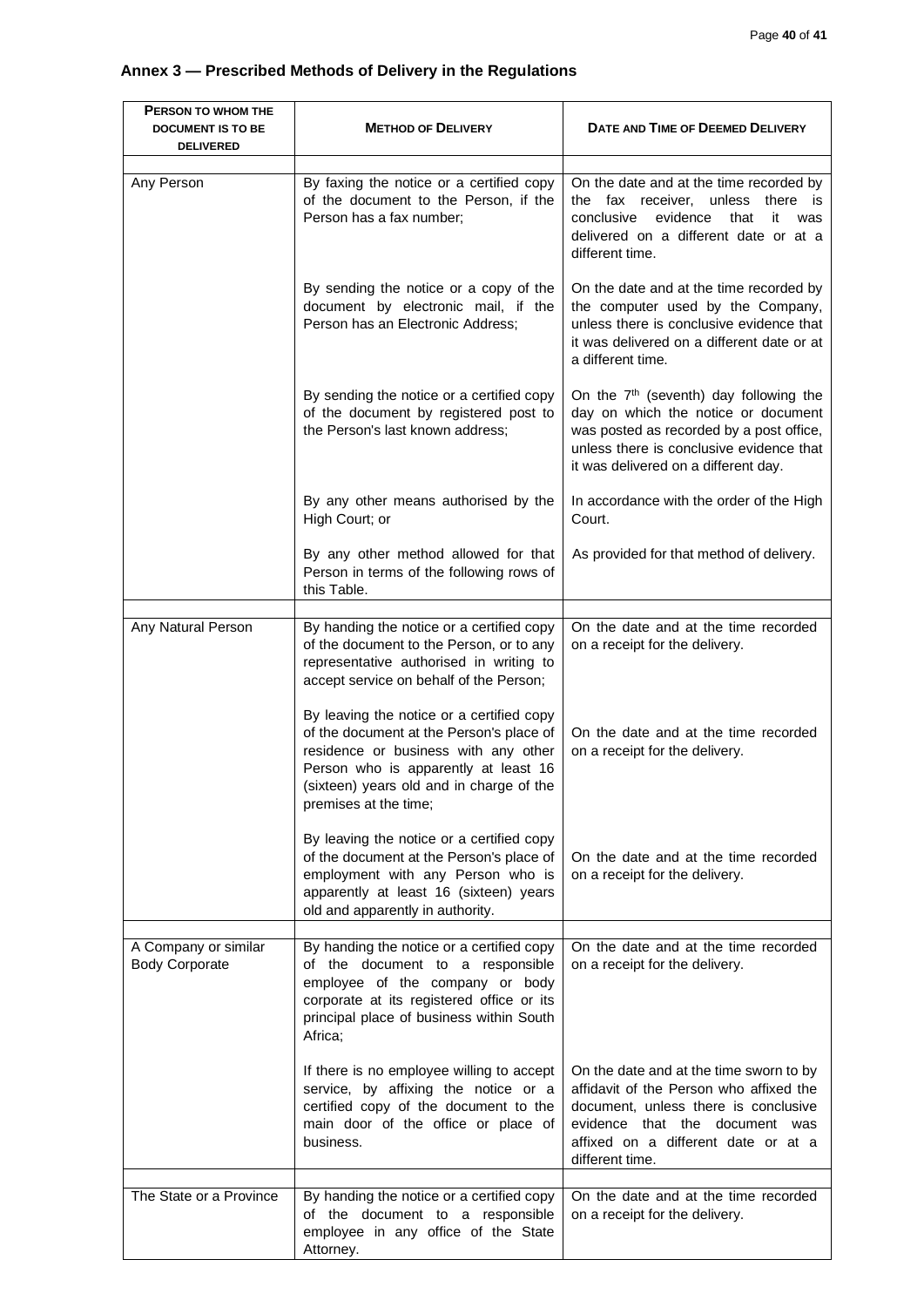## Annex 3 — Prescribed Methods of Delivery in the Regulations

| Person to whom the document is to be delivered | Method of Delivery | Date and Time of Deemed Delivery |
|---|---|---|
| Any Person | By faxing the notice or a certified copy of the document to the Person, if the Person has a fax number; | On the date and at the time recorded by the fax receiver, unless there is conclusive evidence that it was delivered on a different date or at a different time. |
| | By sending the notice or a copy of the document by electronic mail, if the Person has an Electronic Address; | On the date and at the time recorded by the computer used by the Company, unless there is conclusive evidence that it was delivered on a different date or at a different time. |
| | By sending the notice or a certified copy of the document by registered post to the Person's last known address; | On the 7th (seventh) day following the day on which the notice or document was posted as recorded by a post office, unless there is conclusive evidence that it was delivered on a different day. |
| | By any other means authorised by the High Court; or | In accordance with the order of the High Court. |
| | By any other method allowed for that Person in terms of the following rows of this Table. | As provided for that method of delivery. |
| Any Natural Person | By handing the notice or a certified copy of the document to the Person, or to any representative authorised in writing to accept service on behalf of the Person; | On the date and at the time recorded on a receipt for the delivery. |
| | By leaving the notice or a certified copy of the document at the Person's place of residence or business with any other Person who is apparently at least 16 (sixteen) years old and in charge of the premises at the time; | On the date and at the time recorded on a receipt for the delivery. |
| | By leaving the notice or a certified copy of the document at the Person's place of employment with any Person who is apparently at least 16 (sixteen) years old and apparently in authority. | On the date and at the time recorded on a receipt for the delivery. |
| A Company or similar Body Corporate | By handing the notice or a certified copy of the document to a responsible employee of the company or body corporate at its registered office or its principal place of business within South Africa; | On the date and at the time recorded on a receipt for the delivery. |
| | If there is no employee willing to accept service, by affixing the notice or a certified copy of the document to the main door of the office or place of business. | On the date and at the time sworn to by affidavit of the Person who affixed the document, unless there is conclusive evidence that the document was affixed on a different date or at a different time. |
| The State or a Province | By handing the notice or a certified copy of the document to a responsible employee in any office of the State Attorney. | On the date and at the time recorded on a receipt for the delivery. |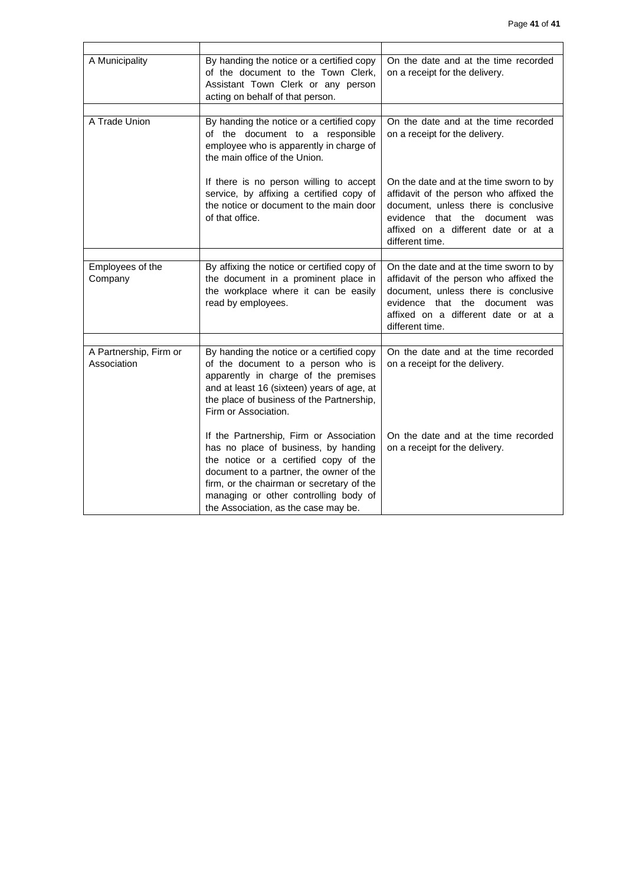| | | |
|---|---|---|
| A Municipality | By handing the notice or a certified copy of the document to the Town Clerk, Assistant Town Clerk or any person acting on behalf of that person. | On the date and at the time recorded on a receipt for the delivery. |
| A Trade Union | By handing the notice or a certified copy of the document to a responsible employee who is apparently in charge of the main office of the Union. | On the date and at the time recorded on a receipt for the delivery. |
| | If there is no person willing to accept service, by affixing a certified copy of the notice or document to the main door of that office. | On the date and at the time sworn to by affidavit of the person who affixed the document, unless there is conclusive evidence that the document was affixed on a different date or at a different time. |
| Employees of the Company | By affixing the notice or certified copy of the document in a prominent place in the workplace where it can be easily read by employees. | On the date and at the time sworn to by affidavit of the person who affixed the document, unless there is conclusive evidence that the document was affixed on a different date or at a different time. |
| A Partnership, Firm or Association | By handing the notice or a certified copy of the document to a person who is apparently in charge of the premises and at least 16 (sixteen) years of age, at the place of business of the Partnership, Firm or Association. | On the date and at the time recorded on a receipt for the delivery. |
| | If the Partnership, Firm or Association has no place of business, by handing the notice or a certified copy of the document to a partner, the owner of the firm, or the chairman or secretary of the managing or other controlling body of the Association, as the case may be. | On the date and at the time recorded on a receipt for the delivery. |